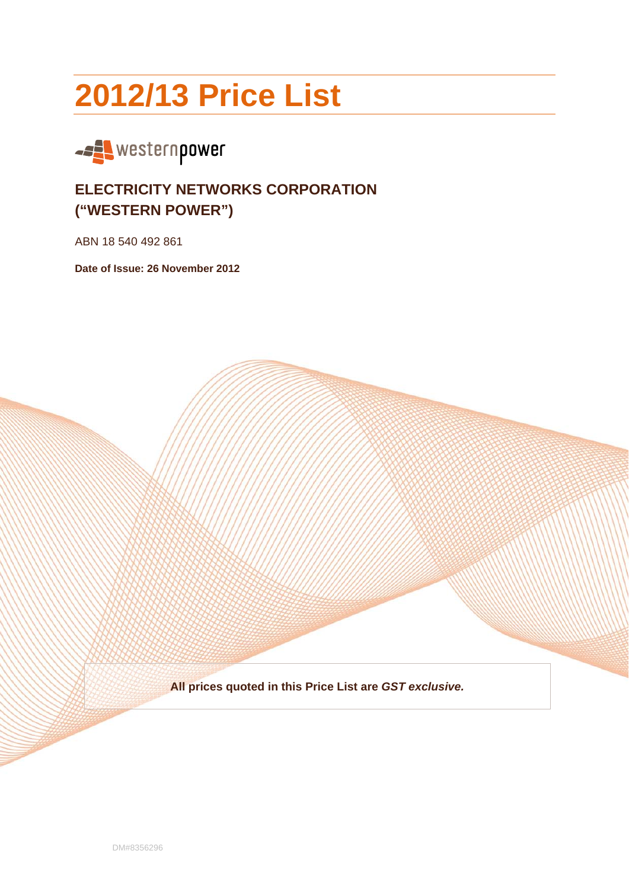# 2012/13 Price List

westernpower

## ELECTRICITY NETWORKS CORPORATION ("WESTERN POWER")

ABN 18 540 492 861

**Date of Issue: 26 November 2012**

**All prices quoted in this Price List are *GST exclusive.***

DM#8356296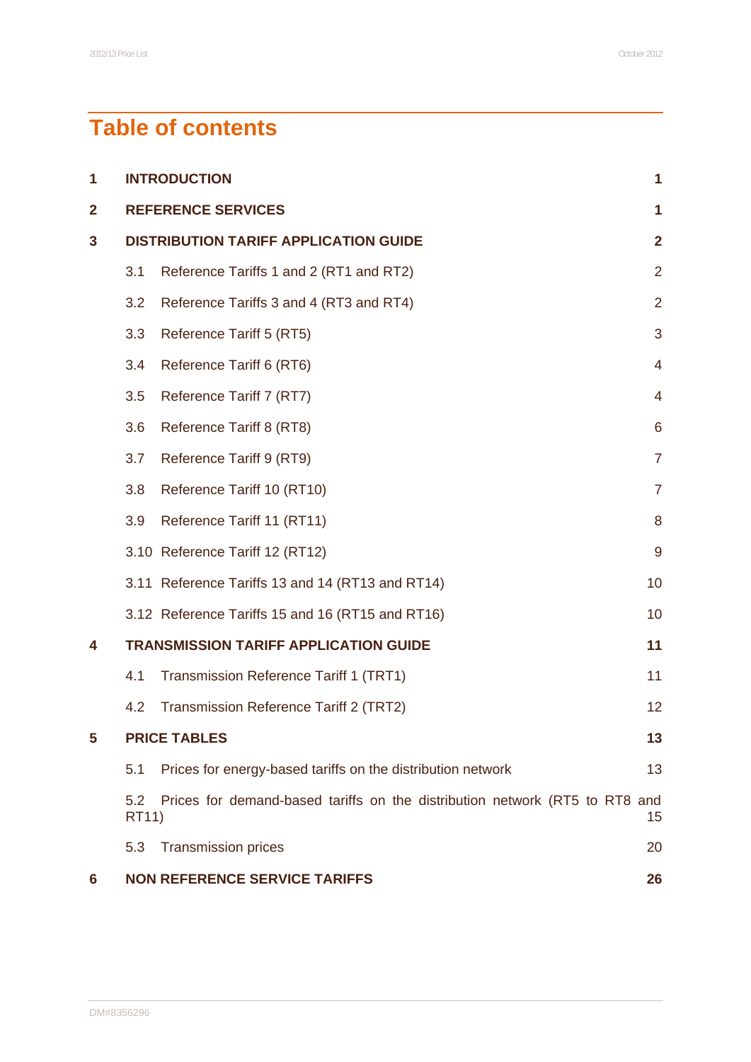# Table of contents

| | | |
|---|---|---|
| **1** | **INTRODUCTION** | **1** |
| **2** | **REFERENCE SERVICES** | **1** |
| **3** | **DISTRIBUTION TARIFF APPLICATION GUIDE** | **2** |
| | 3.1 Reference Tariffs 1 and 2 (RT1 and RT2) | 2 |
| | 3.2 Reference Tariffs 3 and 4 (RT3 and RT4) | 2 |
| | 3.3 Reference Tariff 5 (RT5) | 3 |
| | 3.4 Reference Tariff 6 (RT6) | 4 |
| | 3.5 Reference Tariff 7 (RT7) | 4 |
| | 3.6 Reference Tariff 8 (RT8) | 6 |
| | 3.7 Reference Tariff 9 (RT9) | 7 |
| | 3.8 Reference Tariff 10 (RT10) | 7 |
| | 3.9 Reference Tariff 11 (RT11) | 8 |
| | 3.10 Reference Tariff 12 (RT12) | 9 |
| | 3.11 Reference Tariffs 13 and 14 (RT13 and RT14) | 10 |
| | 3.12 Reference Tariffs 15 and 16 (RT15 and RT16) | 10 |
| **4** | **TRANSMISSION TARIFF APPLICATION GUIDE** | **11** |
| | 4.1 Transmission Reference Tariff 1 (TRT1) | 11 |
| | 4.2 Transmission Reference Tariff 2 (TRT2) | 12 |
| **5** | **PRICE TABLES** | **13** |
| | 5.1 Prices for energy-based tariffs on the distribution network | 13 |
| | 5.2 Prices for demand-based tariffs on the distribution network (RT5 to RT8 and RT11) | 15 |
| | 5.3 Transmission prices | 20 |
| **6** | **NON REFERENCE SERVICE TARIFFS** | **26** |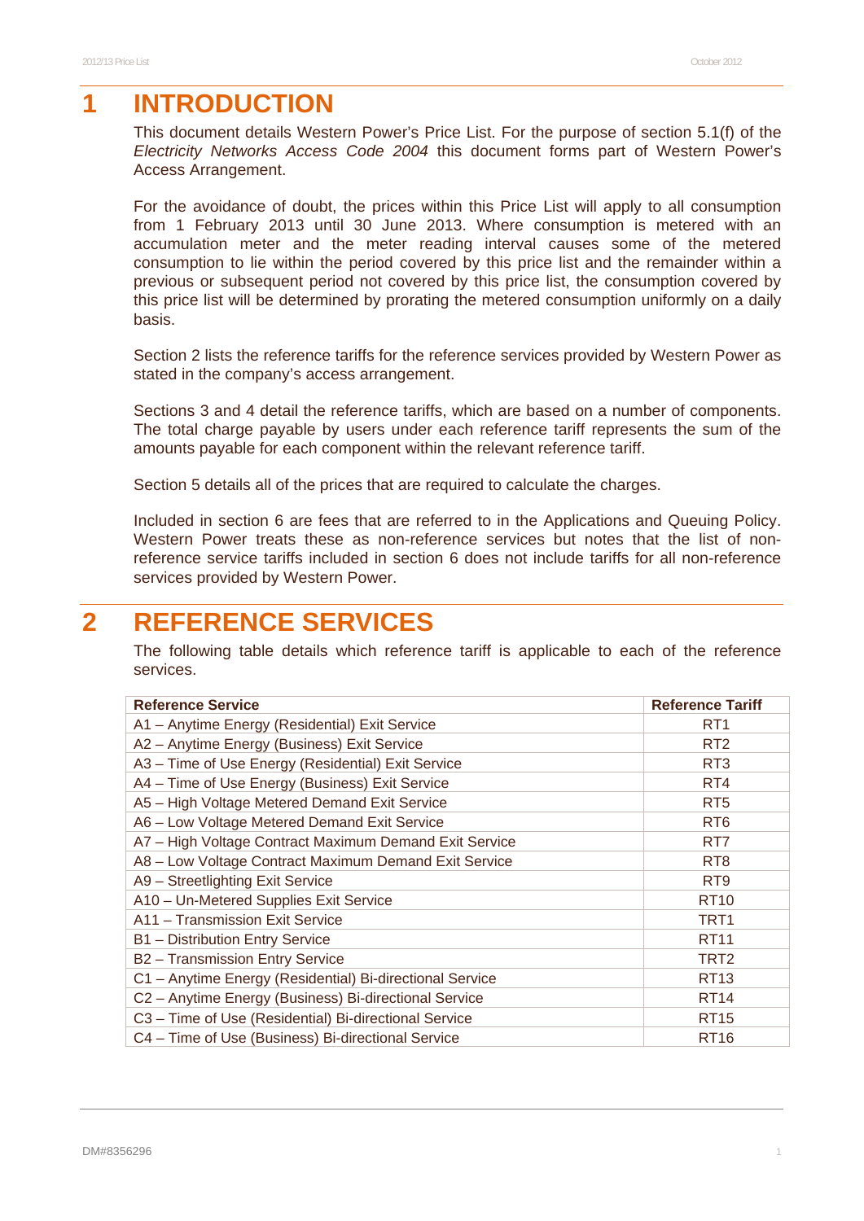# 1 INTRODUCTION

This document details Western Power's Price List. For the purpose of section 5.1(f) of the *Electricity Networks Access Code 2004* this document forms part of Western Power's Access Arrangement.

For the avoidance of doubt, the prices within this Price List will apply to all consumption from 1 February 2013 until 30 June 2013. Where consumption is metered with an accumulation meter and the meter reading interval causes some of the metered consumption to lie within the period covered by this price list and the remainder within a previous or subsequent period not covered by this price list, the consumption covered by this price list will be determined by prorating the metered consumption uniformly on a daily basis.

Section 2 lists the reference tariffs for the reference services provided by Western Power as stated in the company's access arrangement.

Sections 3 and 4 detail the reference tariffs, which are based on a number of components. The total charge payable by users under each reference tariff represents the sum of the amounts payable for each component within the relevant reference tariff.

Section 5 details all of the prices that are required to calculate the charges.

Included in section 6 are fees that are referred to in the Applications and Queuing Policy. Western Power treats these as non-reference services but notes that the list of non-reference service tariffs included in section 6 does not include tariffs for all non-reference services provided by Western Power.

# 2 REFERENCE SERVICES

The following table details which reference tariff is applicable to each of the reference services.

| Reference Service | Reference Tariff |
|---|---|
| A1 – Anytime Energy (Residential) Exit Service | RT1 |
| A2 – Anytime Energy (Business) Exit Service | RT2 |
| A3 – Time of Use Energy (Residential) Exit Service | RT3 |
| A4 – Time of Use Energy (Business) Exit Service | RT4 |
| A5 – High Voltage Metered Demand Exit Service | RT5 |
| A6 – Low Voltage Metered Demand Exit Service | RT6 |
| A7 – High Voltage Contract Maximum Demand Exit Service | RT7 |
| A8 – Low Voltage Contract Maximum Demand Exit Service | RT8 |
| A9 – Streetlighting Exit Service | RT9 |
| A10 – Un-Metered Supplies Exit Service | RT10 |
| A11 – Transmission Exit Service | TRT1 |
| B1 – Distribution Entry Service | RT11 |
| B2 – Transmission Entry Service | TRT2 |
| C1 – Anytime Energy (Residential) Bi-directional Service | RT13 |
| C2 – Anytime Energy (Business) Bi-directional Service | RT14 |
| C3 – Time of Use (Residential) Bi-directional Service | RT15 |
| C4 – Time of Use (Business) Bi-directional Service | RT16 |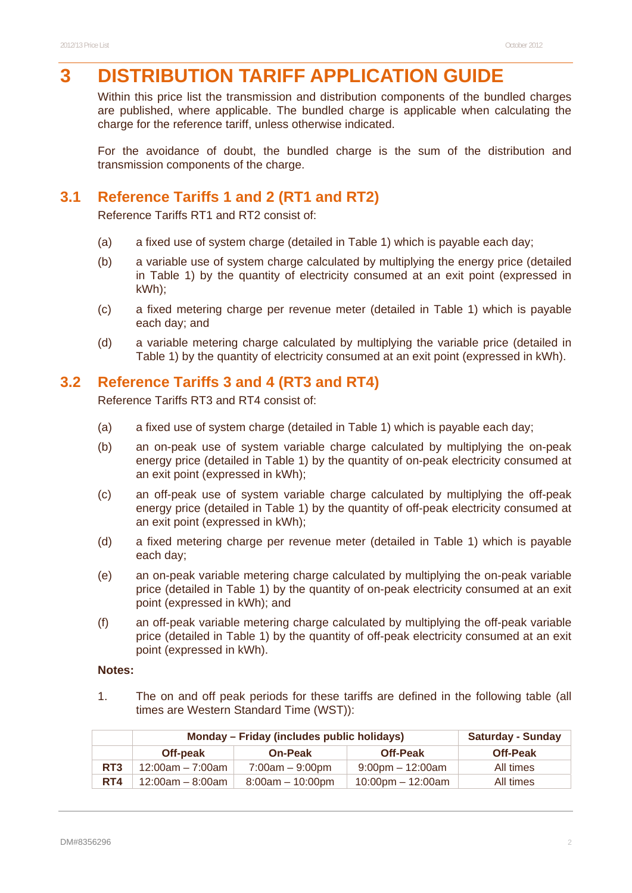# 3 DISTRIBUTION TARIFF APPLICATION GUIDE

Within this price list the transmission and distribution components of the bundled charges are published, where applicable. The bundled charge is applicable when calculating the charge for the reference tariff, unless otherwise indicated.

For the avoidance of doubt, the bundled charge is the sum of the distribution and transmission components of the charge.

## 3.1 Reference Tariffs 1 and 2 (RT1 and RT2)

Reference Tariffs RT1 and RT2 consist of:

(a) a fixed use of system charge (detailed in Table 1) which is payable each day;

(b) a variable use of system charge calculated by multiplying the energy price (detailed in Table 1) by the quantity of electricity consumed at an exit point (expressed in kWh);

(c) a fixed metering charge per revenue meter (detailed in Table 1) which is payable each day; and

(d) a variable metering charge calculated by multiplying the variable price (detailed in Table 1) by the quantity of electricity consumed at an exit point (expressed in kWh).

## 3.2 Reference Tariffs 3 and 4 (RT3 and RT4)

Reference Tariffs RT3 and RT4 consist of:

(a) a fixed use of system charge (detailed in Table 1) which is payable each day;

(b) an on-peak use of system variable charge calculated by multiplying the on-peak energy price (detailed in Table 1) by the quantity of on-peak electricity consumed at an exit point (expressed in kWh);

(c) an off-peak use of system variable charge calculated by multiplying the off-peak energy price (detailed in Table 1) by the quantity of off-peak electricity consumed at an exit point (expressed in kWh);

(d) a fixed metering charge per revenue meter (detailed in Table 1) which is payable each day;

(e) an on-peak variable metering charge calculated by multiplying the on-peak variable price (detailed in Table 1) by the quantity of on-peak electricity consumed at an exit point (expressed in kWh); and

(f) an off-peak variable metering charge calculated by multiplying the off-peak variable price (detailed in Table 1) by the quantity of off-peak electricity consumed at an exit point (expressed in kWh).

**Notes:**

1. The on and off peak periods for these tariffs are defined in the following table (all times are Western Standard Time (WST)):

| | Monday – Friday (includes public holidays) | | | Saturday - Sunday |
|---|---|---|---|---|
| | **Off-peak** | **On-Peak** | **Off-Peak** | **Off-Peak** |
| **RT3** | 12:00am – 7:00am | 7:00am – 9:00pm | 9:00pm – 12:00am | All times |
| **RT4** | 12:00am – 8:00am | 8:00am – 10:00pm | 10:00pm – 12:00am | All times |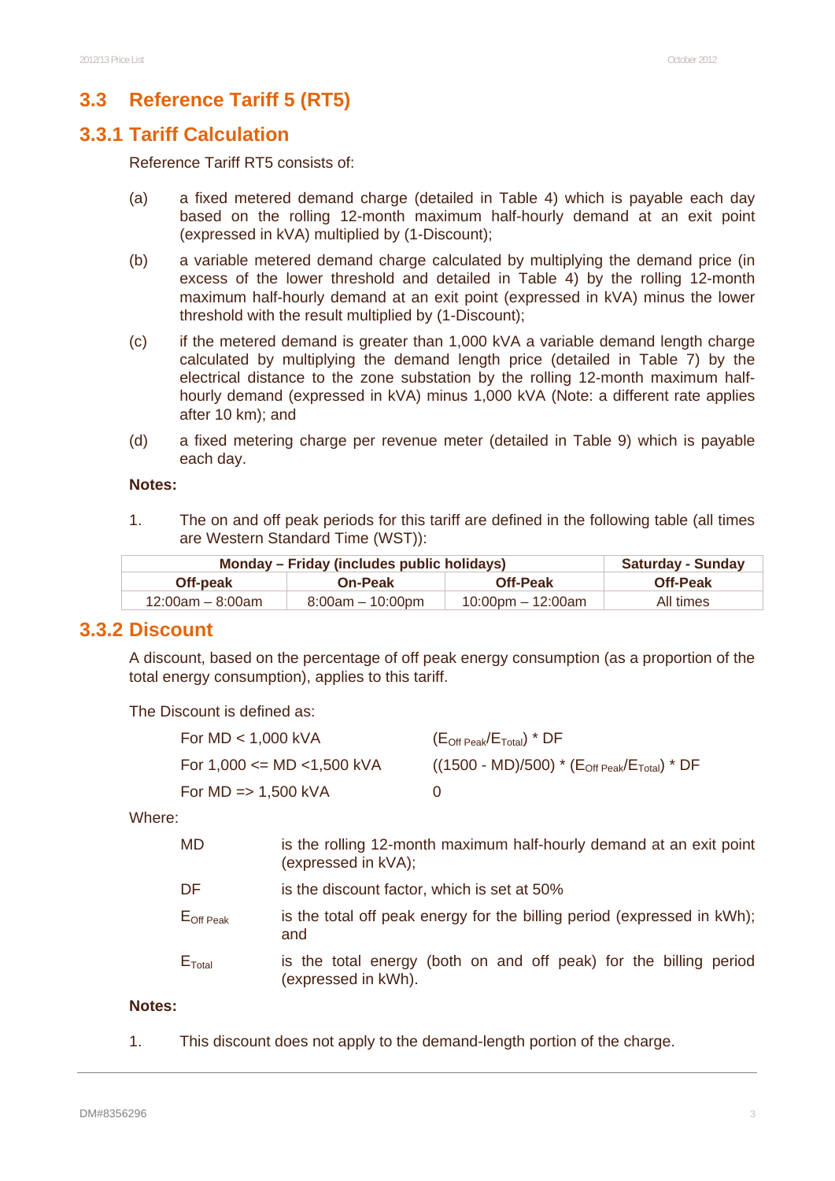## 3.3 Reference Tariff 5 (RT5)

### 3.3.1 Tariff Calculation

Reference Tariff RT5 consists of:

(a) a fixed metered demand charge (detailed in Table 4) which is payable each day based on the rolling 12-month maximum half-hourly demand at an exit point (expressed in kVA) multiplied by (1-Discount);

(b) a variable metered demand charge calculated by multiplying the demand price (in excess of the lower threshold and detailed in Table 4) by the rolling 12-month maximum half-hourly demand at an exit point (expressed in kVA) minus the lower threshold with the result multiplied by (1-Discount);

(c) if the metered demand is greater than 1,000 kVA a variable demand length charge calculated by multiplying the demand length price (detailed in Table 7) by the electrical distance to the zone substation by the rolling 12-month maximum half-hourly demand (expressed in kVA) minus 1,000 kVA (Note: a different rate applies after 10 km); and

(d) a fixed metering charge per revenue meter (detailed in Table 9) which is payable each day.

**Notes:**

1. The on and off peak periods for this tariff are defined in the following table (all times are Western Standard Time (WST)):

| Monday – Friday (includes public holidays) | | | Saturday - Sunday |
|---|---|---|---|
| **Off-peak** | **On-Peak** | **Off-Peak** | **Off-Peak** |
| 12:00am – 8:00am | 8:00am – 10:00pm | 10:00pm – 12:00am | All times |

### 3.3.2 Discount

A discount, based on the percentage of off peak energy consumption (as a proportion of the total energy consumption), applies to this tariff.

The Discount is defined as:

| | |
|---|---|
| For MD < 1,000 kVA | $(E_{Off\ Peak}/E_{Total}) * DF$ |
| For 1,000 <= MD <1,500 kVA | $((1500 - MD)/500) * (E_{Off\ Peak}/E_{Total}) * DF$ |
| For MD => 1,500 kVA | 0 |

Where:

| | |
|---|---|
| MD | is the rolling 12-month maximum half-hourly demand at an exit point (expressed in kVA); |
| DF | is the discount factor, which is set at 50% |
| $E_{Off\ Peak}$ | is the total off peak energy for the billing period (expressed in kWh); and |
| $E_{Total}$ | is the total energy (both on and off peak) for the billing period (expressed in kWh). |

**Notes:**

1. This discount does not apply to the demand-length portion of the charge.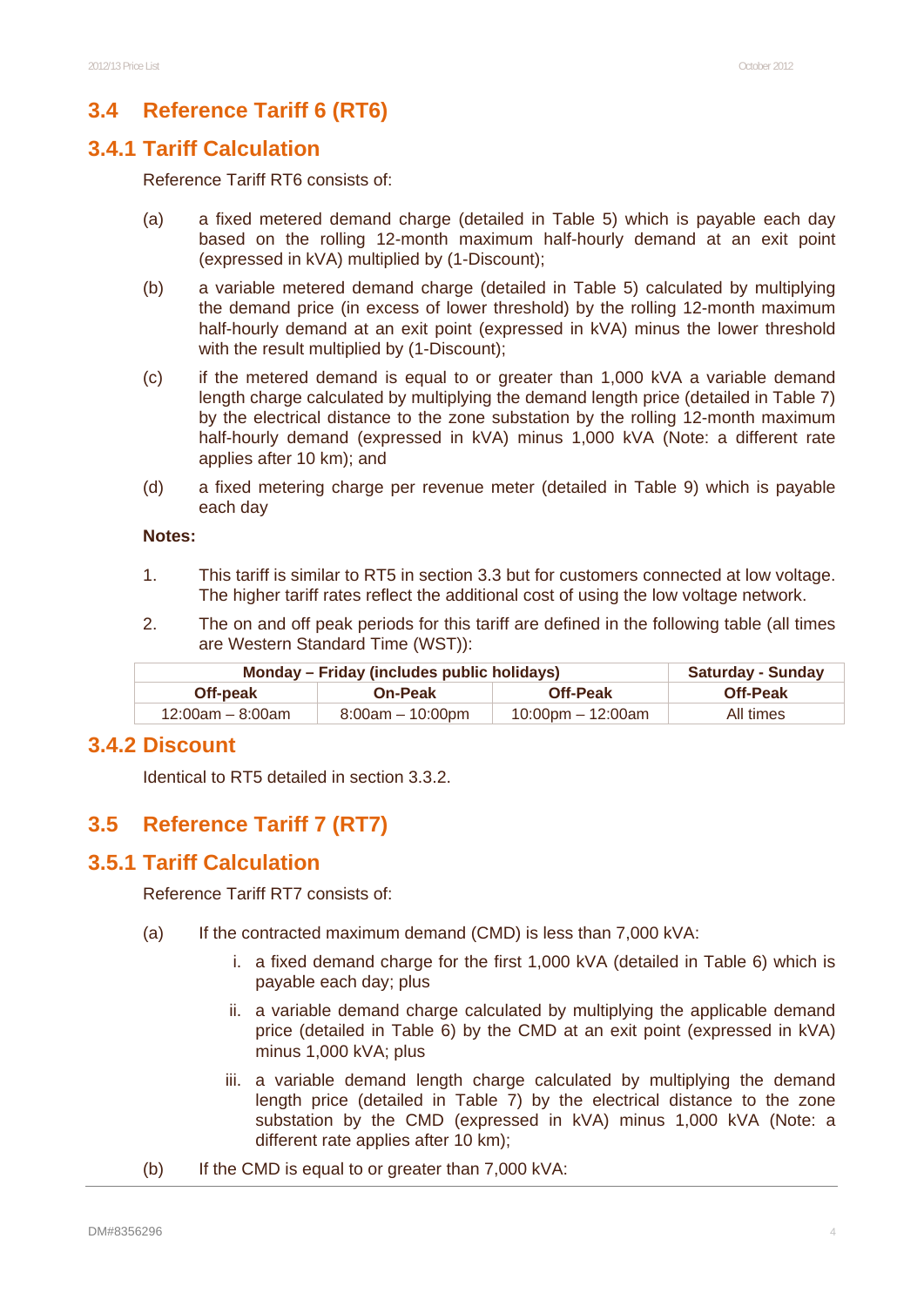## 3.4 Reference Tariff 6 (RT6)

### 3.4.1 Tariff Calculation

Reference Tariff RT6 consists of:

(a) a fixed metered demand charge (detailed in Table 5) which is payable each day based on the rolling 12-month maximum half-hourly demand at an exit point (expressed in kVA) multiplied by (1-Discount);

(b) a variable metered demand charge (detailed in Table 5) calculated by multiplying the demand price (in excess of lower threshold) by the rolling 12-month maximum half-hourly demand at an exit point (expressed in kVA) minus the lower threshold with the result multiplied by (1-Discount);

(c) if the metered demand is equal to or greater than 1,000 kVA a variable demand length charge calculated by multiplying the demand length price (detailed in Table 7) by the electrical distance to the zone substation by the rolling 12-month maximum half-hourly demand (expressed in kVA) minus 1,000 kVA (Note: a different rate applies after 10 km); and

(d) a fixed metering charge per revenue meter (detailed in Table 9) which is payable each day

**Notes:**

1. This tariff is similar to RT5 in section 3.3 but for customers connected at low voltage. The higher tariff rates reflect the additional cost of using the low voltage network.

2. The on and off peak periods for this tariff are defined in the following table (all times are Western Standard Time (WST)):

| Monday – Friday (includes public holidays) | | | Saturday - Sunday |
|---|---|---|---|
| **Off-peak** | **On-Peak** | **Off-Peak** | **Off-Peak** |
| 12:00am – 8:00am | 8:00am – 10:00pm | 10:00pm – 12:00am | All times |

### 3.4.2 Discount

Identical to RT5 detailed in section 3.3.2.

## 3.5 Reference Tariff 7 (RT7)

### 3.5.1 Tariff Calculation

Reference Tariff RT7 consists of:

(a) If the contracted maximum demand (CMD) is less than 7,000 kVA:

  i. a fixed demand charge for the first 1,000 kVA (detailed in Table 6) which is payable each day; plus

  ii. a variable demand charge calculated by multiplying the applicable demand price (detailed in Table 6) by the CMD at an exit point (expressed in kVA) minus 1,000 kVA; plus

  iii. a variable demand length charge calculated by multiplying the demand length price (detailed in Table 7) by the electrical distance to the zone substation by the CMD (expressed in kVA) minus 1,000 kVA (Note: a different rate applies after 10 km);

(b) If the CMD is equal to or greater than 7,000 kVA: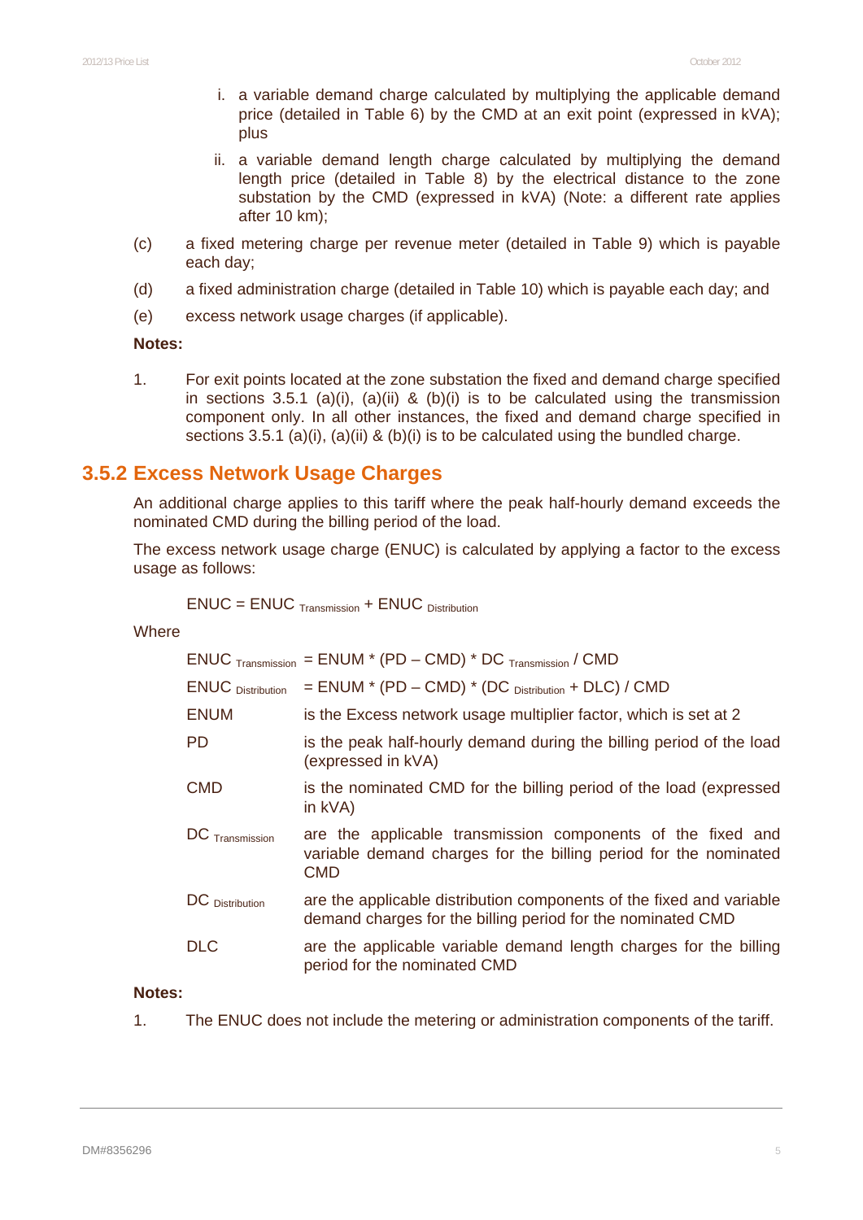i. a variable demand charge calculated by multiplying the applicable demand price (detailed in Table 6) by the CMD at an exit point (expressed in kVA); plus

ii. a variable demand length charge calculated by multiplying the demand length price (detailed in Table 8) by the electrical distance to the zone substation by the CMD (expressed in kVA) (Note: a different rate applies after 10 km);

(c) a fixed metering charge per revenue meter (detailed in Table 9) which is payable each day;

(d) a fixed administration charge (detailed in Table 10) which is payable each day; and

(e) excess network usage charges (if applicable).

**Notes:**

1. For exit points located at the zone substation the fixed and demand charge specified in sections 3.5.1 (a)(i), (a)(ii) & (b)(i) is to be calculated using the transmission component only. In all other instances, the fixed and demand charge specified in sections 3.5.1 (a)(i), (a)(ii) & (b)(i) is to be calculated using the bundled charge.

## 3.5.2 Excess Network Usage Charges

An additional charge applies to this tariff where the peak half-hourly demand exceeds the nominated CMD during the billing period of the load.

The excess network usage charge (ENUC) is calculated by applying a factor to the excess usage as follows:

$$ENUC = ENUC_{Transmission} + ENUC_{Distribution}$$

Where

| | |
|---|---|
| $ENUC_{Transmission}$ | $= ENUM * (PD – CMD) * DC_{Transmission} / CMD$ |
| $ENUC_{Distribution}$ | $= ENUM * (PD – CMD) * (DC_{Distribution} + DLC) / CMD$ |
| ENUM | is the Excess network usage multiplier factor, which is set at 2 |
| PD | is the peak half-hourly demand during the billing period of the load (expressed in kVA) |
| CMD | is the nominated CMD for the billing period of the load (expressed in kVA) |
| $DC_{Transmission}$ | are the applicable transmission components of the fixed and variable demand charges for the billing period for the nominated CMD |
| $DC_{Distribution}$ | are the applicable distribution components of the fixed and variable demand charges for the billing period for the nominated CMD |
| DLC | are the applicable variable demand length charges for the billing period for the nominated CMD |

**Notes:**

1. The ENUC does not include the metering or administration components of the tariff.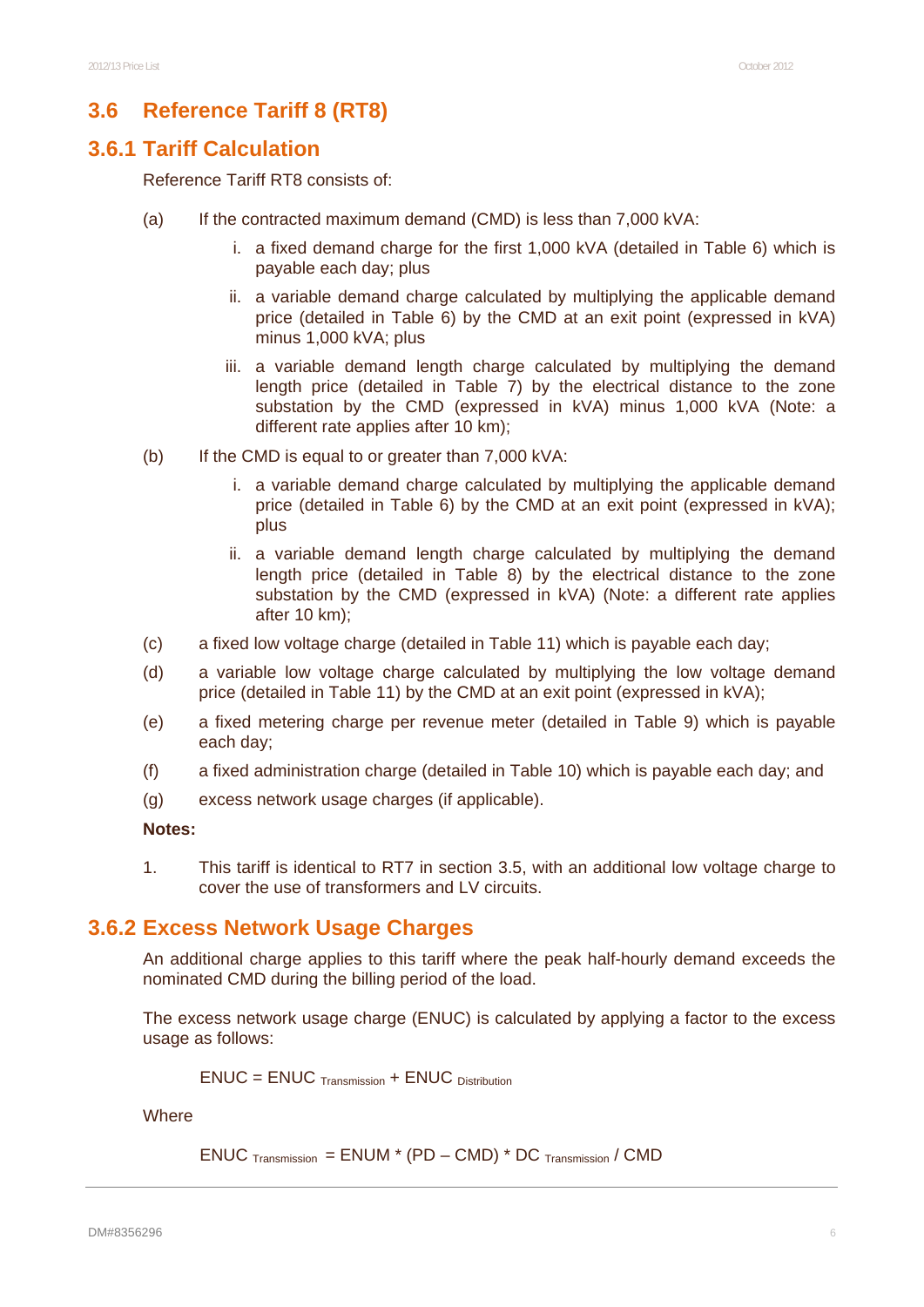## 3.6 Reference Tariff 8 (RT8)

### 3.6.1 Tariff Calculation

Reference Tariff RT8 consists of:

(a) If the contracted maximum demand (CMD) is less than 7,000 kVA:

  i. a fixed demand charge for the first 1,000 kVA (detailed in Table 6) which is payable each day; plus

  ii. a variable demand charge calculated by multiplying the applicable demand price (detailed in Table 6) by the CMD at an exit point (expressed in kVA) minus 1,000 kVA; plus

  iii. a variable demand length charge calculated by multiplying the demand length price (detailed in Table 7) by the electrical distance to the zone substation by the CMD (expressed in kVA) minus 1,000 kVA (Note: a different rate applies after 10 km);

(b) If the CMD is equal to or greater than 7,000 kVA:

  i. a variable demand charge calculated by multiplying the applicable demand price (detailed in Table 6) by the CMD at an exit point (expressed in kVA); plus

  ii. a variable demand length charge calculated by multiplying the demand length price (detailed in Table 8) by the electrical distance to the zone substation by the CMD (expressed in kVA) (Note: a different rate applies after 10 km);

(c) a fixed low voltage charge (detailed in Table 11) which is payable each day;

(d) a variable low voltage charge calculated by multiplying the low voltage demand price (detailed in Table 11) by the CMD at an exit point (expressed in kVA);

(e) a fixed metering charge per revenue meter (detailed in Table 9) which is payable each day;

(f) a fixed administration charge (detailed in Table 10) which is payable each day; and

(g) excess network usage charges (if applicable).

**Notes:**

1. This tariff is identical to RT7 in section 3.5, with an additional low voltage charge to cover the use of transformers and LV circuits.

### 3.6.2 Excess Network Usage Charges

An additional charge applies to this tariff where the peak half-hourly demand exceeds the nominated CMD during the billing period of the load.

The excess network usage charge (ENUC) is calculated by applying a factor to the excess usage as follows:

$$ENUC = ENUC_{Transmission} + ENUC_{Distribution}$$

Where

$$ENUC_{Transmission} = ENUM * (PD - CMD) * DC_{Transmission} / CMD$$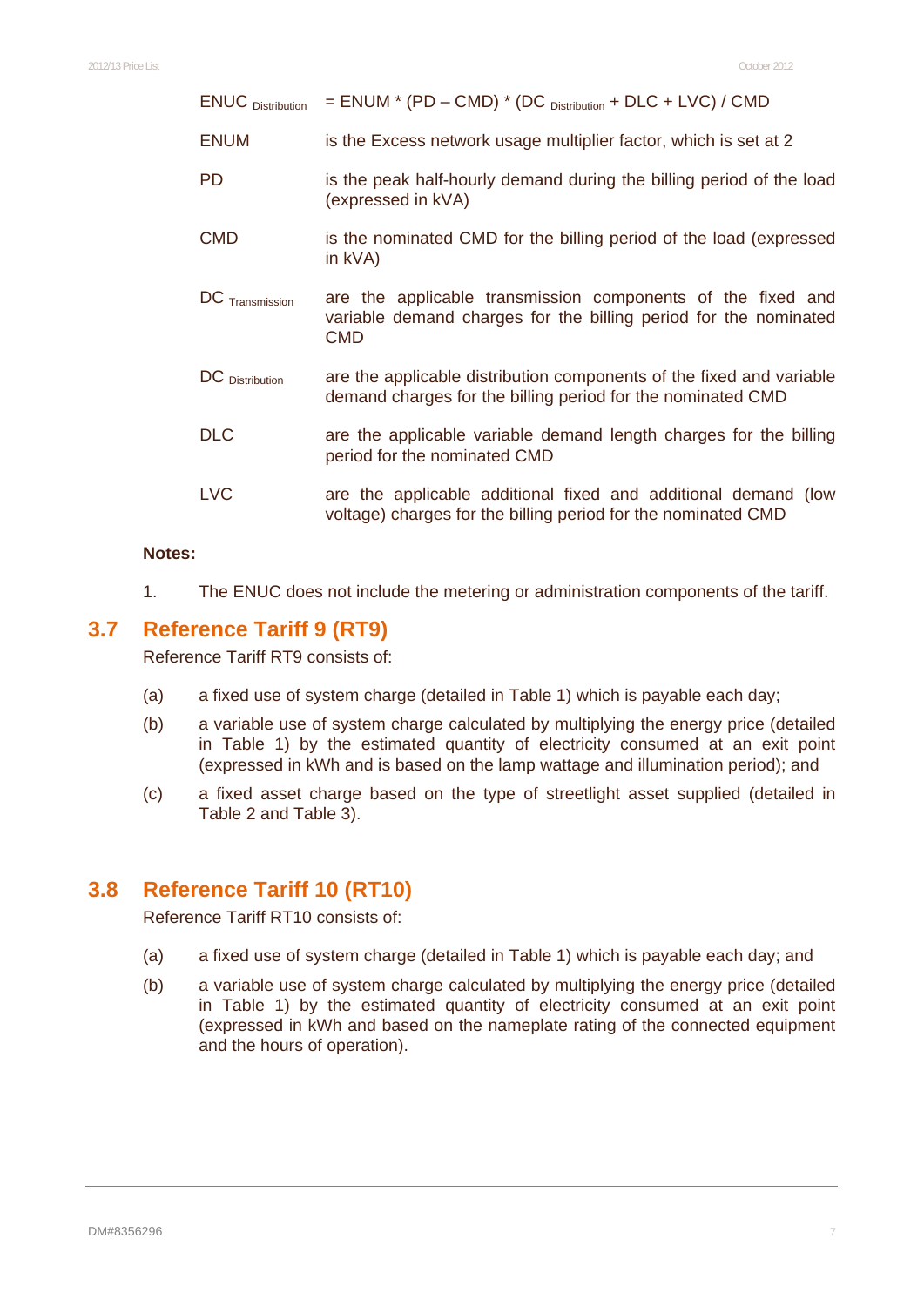| | |
|---|---|
| $ENUC_{Distribution}$ | $= ENUM * (PD – CMD) * (DC_{Distribution} + DLC + LVC) / CMD$ |
| ENUM | is the Excess network usage multiplier factor, which is set at 2 |
| PD | is the peak half-hourly demand during the billing period of the load (expressed in kVA) |
| CMD | is the nominated CMD for the billing period of the load (expressed in kVA) |
| $DC_{Transmission}$ | are the applicable transmission components of the fixed and variable demand charges for the billing period for the nominated CMD |
| $DC_{Distribution}$ | are the applicable distribution components of the fixed and variable demand charges for the billing period for the nominated CMD |
| DLC | are the applicable variable demand length charges for the billing period for the nominated CMD |
| LVC | are the applicable additional fixed and additional demand (low voltage) charges for the billing period for the nominated CMD |

**Notes:**

1. The ENUC does not include the metering or administration components of the tariff.

## 3.7 Reference Tariff 9 (RT9)

Reference Tariff RT9 consists of:

(a) a fixed use of system charge (detailed in Table 1) which is payable each day;

(b) a variable use of system charge calculated by multiplying the energy price (detailed in Table 1) by the estimated quantity of electricity consumed at an exit point (expressed in kWh and is based on the lamp wattage and illumination period); and

(c) a fixed asset charge based on the type of streetlight asset supplied (detailed in Table 2 and Table 3).

## 3.8 Reference Tariff 10 (RT10)

Reference Tariff RT10 consists of:

(a) a fixed use of system charge (detailed in Table 1) which is payable each day; and

(b) a variable use of system charge calculated by multiplying the energy price (detailed in Table 1) by the estimated quantity of electricity consumed at an exit point (expressed in kWh and based on the nameplate rating of the connected equipment and the hours of operation).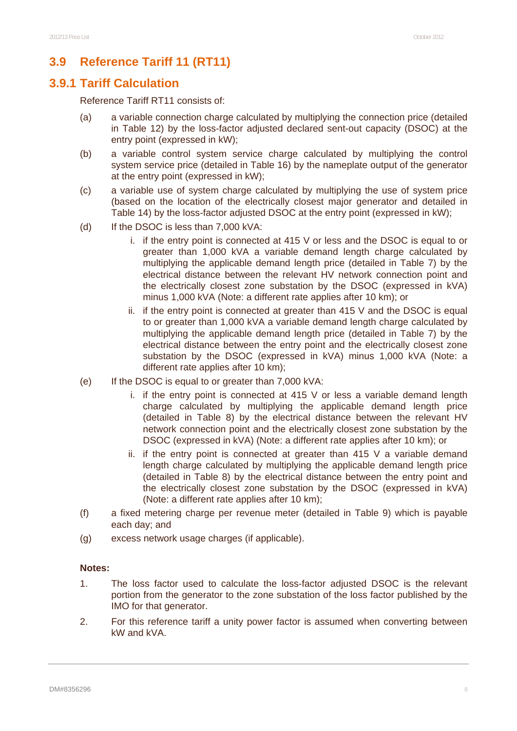## 3.9 Reference Tariff 11 (RT11)

### 3.9.1 Tariff Calculation

Reference Tariff RT11 consists of:

(a) a variable connection charge calculated by multiplying the connection price (detailed in Table 12) by the loss-factor adjusted declared sent-out capacity (DSOC) at the entry point (expressed in kW);

(b) a variable control system service charge calculated by multiplying the control system service price (detailed in Table 16) by the nameplate output of the generator at the entry point (expressed in kW);

(c) a variable use of system charge calculated by multiplying the use of system price (based on the location of the electrically closest major generator and detailed in Table 14) by the loss-factor adjusted DSOC at the entry point (expressed in kW);

(d) If the DSOC is less than 7,000 kVA:

   i. if the entry point is connected at 415 V or less and the DSOC is equal to or greater than 1,000 kVA a variable demand length charge calculated by multiplying the applicable demand length price (detailed in Table 7) by the electrical distance between the relevant HV network connection point and the electrically closest zone substation by the DSOC (expressed in kVA) minus 1,000 kVA (Note: a different rate applies after 10 km); or

   ii. if the entry point is connected at greater than 415 V and the DSOC is equal to or greater than 1,000 kVA a variable demand length charge calculated by multiplying the applicable demand length price (detailed in Table 7) by the electrical distance between the entry point and the electrically closest zone substation by the DSOC (expressed in kVA) minus 1,000 kVA (Note: a different rate applies after 10 km);

(e) If the DSOC is equal to or greater than 7,000 kVA:

   i. if the entry point is connected at 415 V or less a variable demand length charge calculated by multiplying the applicable demand length price (detailed in Table 8) by the electrical distance between the relevant HV network connection point and the electrically closest zone substation by the DSOC (expressed in kVA) (Note: a different rate applies after 10 km); or

   ii. if the entry point is connected at greater than 415 V a variable demand length charge calculated by multiplying the applicable demand length price (detailed in Table 8) by the electrical distance between the entry point and the electrically closest zone substation by the DSOC (expressed in kVA) (Note: a different rate applies after 10 km);

(f) a fixed metering charge per revenue meter (detailed in Table 9) which is payable each day; and

(g) excess network usage charges (if applicable).

**Notes:**

1. The loss factor used to calculate the loss-factor adjusted DSOC is the relevant portion from the generator to the zone substation of the loss factor published by the IMO for that generator.

2. For this reference tariff a unity power factor is assumed when converting between kW and kVA.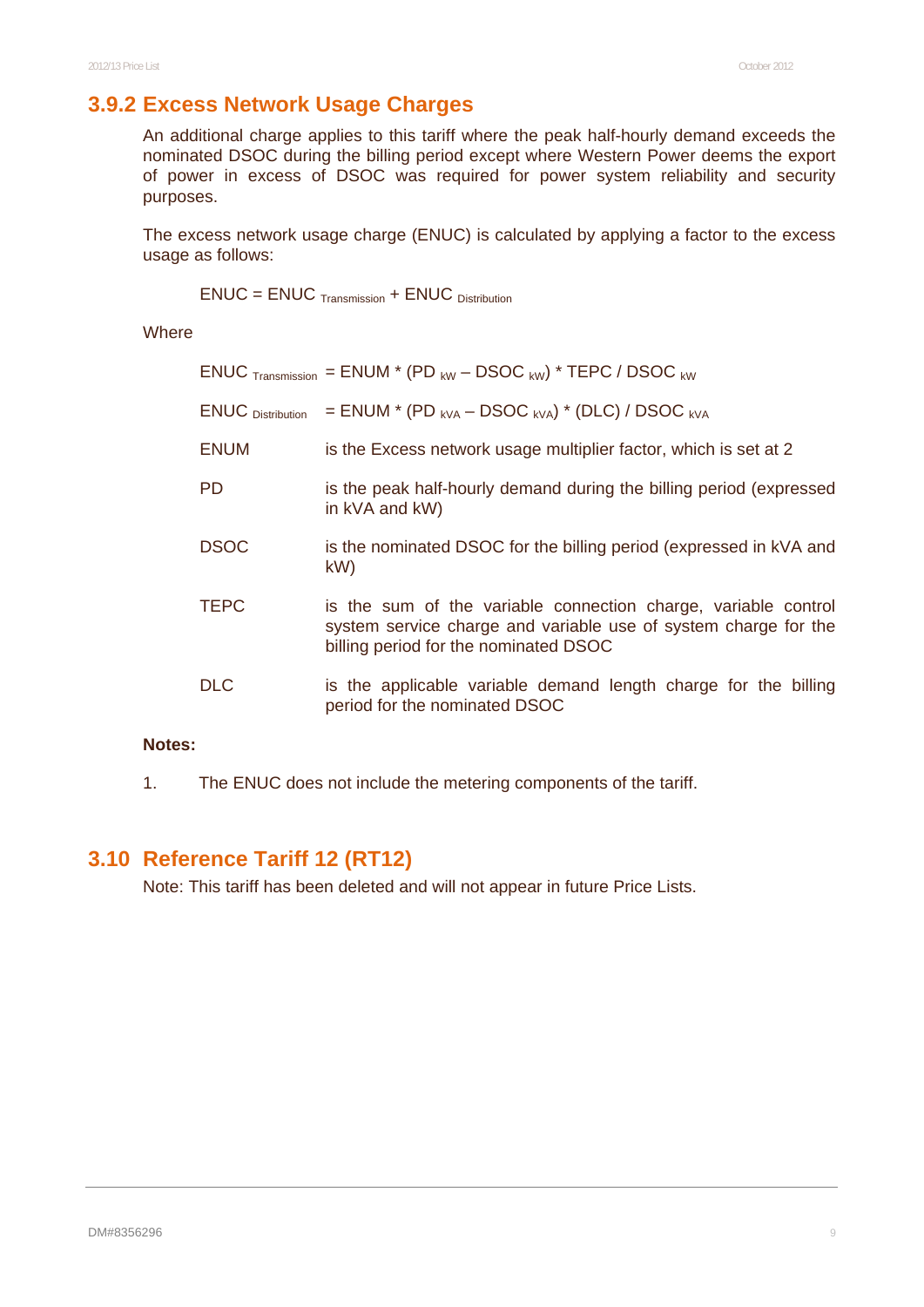### 3.9.2 Excess Network Usage Charges

An additional charge applies to this tariff where the peak half-hourly demand exceeds the nominated DSOC during the billing period except where Western Power deems the export of power in excess of DSOC was required for power system reliability and security purposes.

The excess network usage charge (ENUC) is calculated by applying a factor to the excess usage as follows:

$$ENUC = ENUC_{Transmission} + ENUC_{Distribution}$$

Where

| | |
|---|---|
| $ENUC_{Transmission}$ | $= ENUM * (PD_{kW} – DSOC_{kW}) * TEPC / DSOC_{kW}$ |
| $ENUC_{Distribution}$ | $= ENUM * (PD_{kVA} – DSOC_{kVA}) * (DLC) / DSOC_{kVA}$ |
| ENUM | is the Excess network usage multiplier factor, which is set at 2 |
| PD | is the peak half-hourly demand during the billing period (expressed in kVA and kW) |
| DSOC | is the nominated DSOC for the billing period (expressed in kVA and kW) |
| TEPC | is the sum of the variable connection charge, variable control system service charge and variable use of system charge for the billing period for the nominated DSOC |
| DLC | is the applicable variable demand length charge for the billing period for the nominated DSOC |

**Notes:**

1. The ENUC does not include the metering components of the tariff.

## 3.10 Reference Tariff 12 (RT12)

Note: This tariff has been deleted and will not appear in future Price Lists.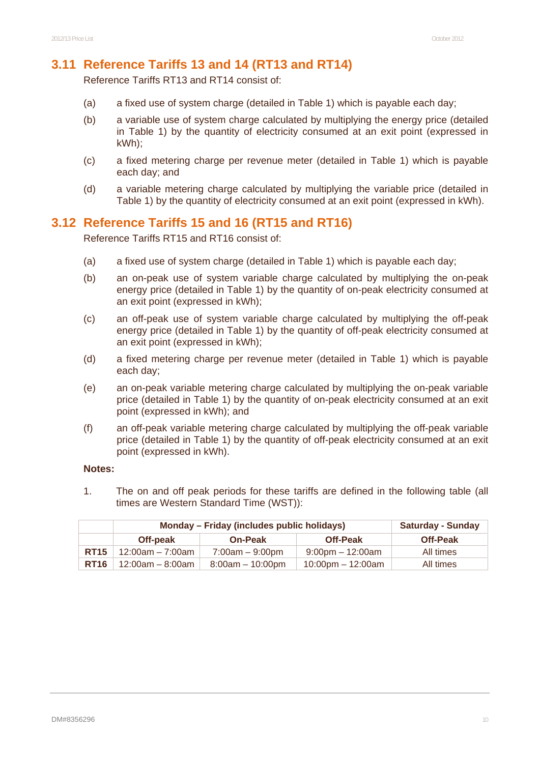## 3.11 Reference Tariffs 13 and 14 (RT13 and RT14)

Reference Tariffs RT13 and RT14 consist of:

(a) a fixed use of system charge (detailed in Table 1) which is payable each day;

(b) a variable use of system charge calculated by multiplying the energy price (detailed in Table 1) by the quantity of electricity consumed at an exit point (expressed in kWh);

(c) a fixed metering charge per revenue meter (detailed in Table 1) which is payable each day; and

(d) a variable metering charge calculated by multiplying the variable price (detailed in Table 1) by the quantity of electricity consumed at an exit point (expressed in kWh).

## 3.12 Reference Tariffs 15 and 16 (RT15 and RT16)

Reference Tariffs RT15 and RT16 consist of:

(a) a fixed use of system charge (detailed in Table 1) which is payable each day;

(b) an on-peak use of system variable charge calculated by multiplying the on-peak energy price (detailed in Table 1) by the quantity of on-peak electricity consumed at an exit point (expressed in kWh);

(c) an off-peak use of system variable charge calculated by multiplying the off-peak energy price (detailed in Table 1) by the quantity of off-peak electricity consumed at an exit point (expressed in kWh);

(d) a fixed metering charge per revenue meter (detailed in Table 1) which is payable each day;

(e) an on-peak variable metering charge calculated by multiplying the on-peak variable price (detailed in Table 1) by the quantity of on-peak electricity consumed at an exit point (expressed in kWh); and

(f) an off-peak variable metering charge calculated by multiplying the off-peak variable price (detailed in Table 1) by the quantity of off-peak electricity consumed at an exit point (expressed in kWh).

**Notes:**

1. The on and off peak periods for these tariffs are defined in the following table (all times are Western Standard Time (WST)):

| | Monday – Friday (includes public holidays) | | | Saturday - Sunday |
|---|---|---|---|---|
| | **Off-peak** | **On-Peak** | **Off-Peak** | **Off-Peak** |
| **RT15** | 12:00am – 7:00am | 7:00am – 9:00pm | 9:00pm – 12:00am | All times |
| **RT16** | 12:00am – 8:00am | 8:00am – 10:00pm | 10:00pm – 12:00am | All times |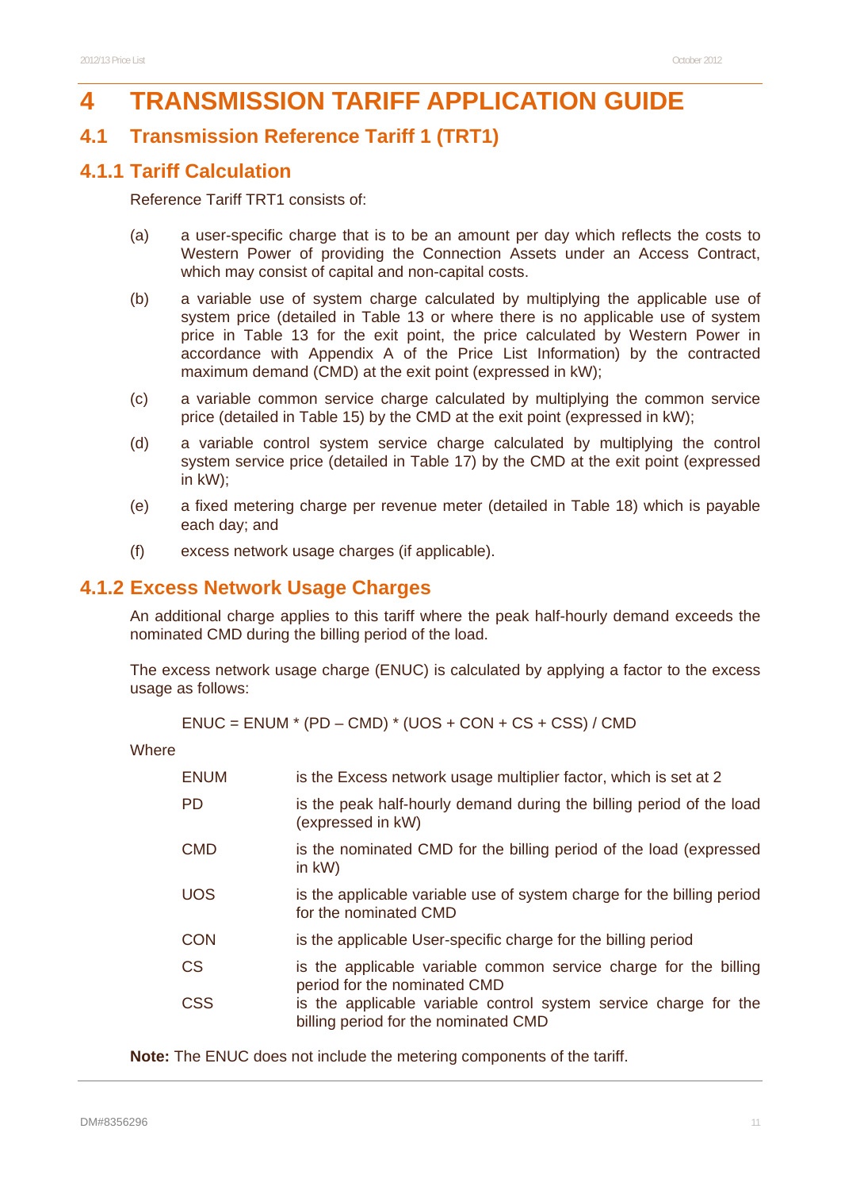# 4 TRANSMISSION TARIFF APPLICATION GUIDE

## 4.1 Transmission Reference Tariff 1 (TRT1)

### 4.1.1 Tariff Calculation

Reference Tariff TRT1 consists of:

(a) a user-specific charge that is to be an amount per day which reflects the costs to Western Power of providing the Connection Assets under an Access Contract, which may consist of capital and non-capital costs.

(b) a variable use of system charge calculated by multiplying the applicable use of system price (detailed in Table 13 or where there is no applicable use of system price in Table 13 for the exit point, the price calculated by Western Power in accordance with Appendix A of the Price List Information) by the contracted maximum demand (CMD) at the exit point (expressed in kW);

(c) a variable common service charge calculated by multiplying the common service price (detailed in Table 15) by the CMD at the exit point (expressed in kW);

(d) a variable control system service charge calculated by multiplying the control system service price (detailed in Table 17) by the CMD at the exit point (expressed in kW);

(e) a fixed metering charge per revenue meter (detailed in Table 18) which is payable each day; and

(f) excess network usage charges (if applicable).

### 4.1.2 Excess Network Usage Charges

An additional charge applies to this tariff where the peak half-hourly demand exceeds the nominated CMD during the billing period of the load.

The excess network usage charge (ENUC) is calculated by applying a factor to the excess usage as follows:

$$ENUC = ENUM * (PD - CMD) * (UOS + CON + CS + CSS) / CMD$$

Where

| | |
|---|---|
| ENUM | is the Excess network usage multiplier factor, which is set at 2 |
| PD | is the peak half-hourly demand during the billing period of the load (expressed in kW) |
| CMD | is the nominated CMD for the billing period of the load (expressed in kW) |
| UOS | is the applicable variable use of system charge for the billing period for the nominated CMD |
| CON | is the applicable User-specific charge for the billing period |
| CS | is the applicable variable common service charge for the billing period for the nominated CMD |
| CSS | is the applicable variable control system service charge for the billing period for the nominated CMD |

**Note:** The ENUC does not include the metering components of the tariff.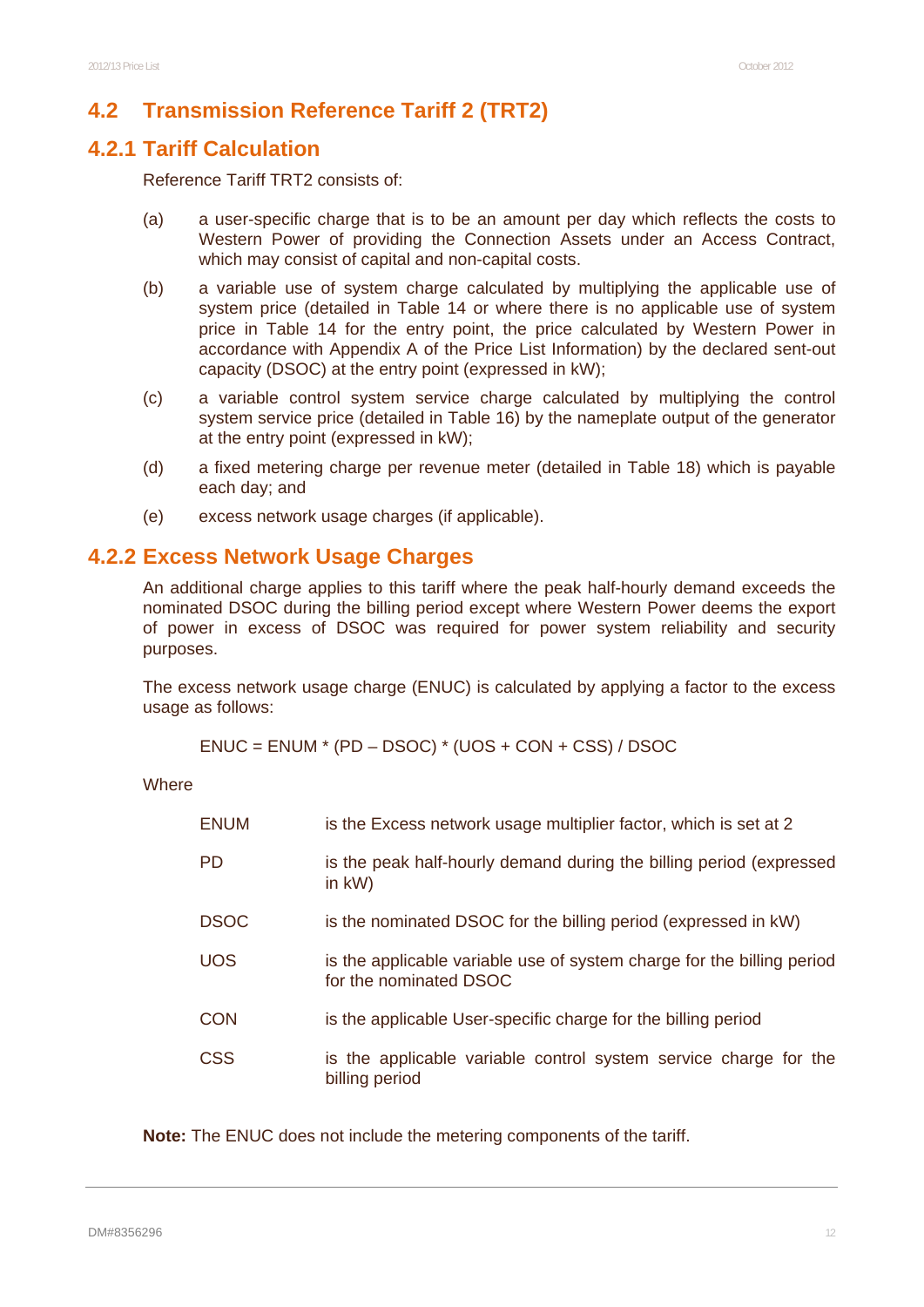## 4.2 Transmission Reference Tariff 2 (TRT2)

### 4.2.1 Tariff Calculation

Reference Tariff TRT2 consists of:

(a) a user-specific charge that is to be an amount per day which reflects the costs to Western Power of providing the Connection Assets under an Access Contract, which may consist of capital and non-capital costs.

(b) a variable use of system charge calculated by multiplying the applicable use of system price (detailed in Table 14 or where there is no applicable use of system price in Table 14 for the entry point, the price calculated by Western Power in accordance with Appendix A of the Price List Information) by the declared sent-out capacity (DSOC) at the entry point (expressed in kW);

(c) a variable control system service charge calculated by multiplying the control system service price (detailed in Table 16) by the nameplate output of the generator at the entry point (expressed in kW);

(d) a fixed metering charge per revenue meter (detailed in Table 18) which is payable each day; and

(e) excess network usage charges (if applicable).

### 4.2.2 Excess Network Usage Charges

An additional charge applies to this tariff where the peak half-hourly demand exceeds the nominated DSOC during the billing period except where Western Power deems the export of power in excess of DSOC was required for power system reliability and security purposes.

The excess network usage charge (ENUC) is calculated by applying a factor to the excess usage as follows:

$$ENUC = ENUM * (PD - DSOC) * (UOS + CON + CSS) / DSOC$$

Where

| | |
|---|---|
| ENUM | is the Excess network usage multiplier factor, which is set at 2 |
| PD | is the peak half-hourly demand during the billing period (expressed in kW) |
| DSOC | is the nominated DSOC for the billing period (expressed in kW) |
| UOS | is the applicable variable use of system charge for the billing period for the nominated DSOC |
| CON | is the applicable User-specific charge for the billing period |
| CSS | is the applicable variable control system service charge for the billing period |

**Note:** The ENUC does not include the metering components of the tariff.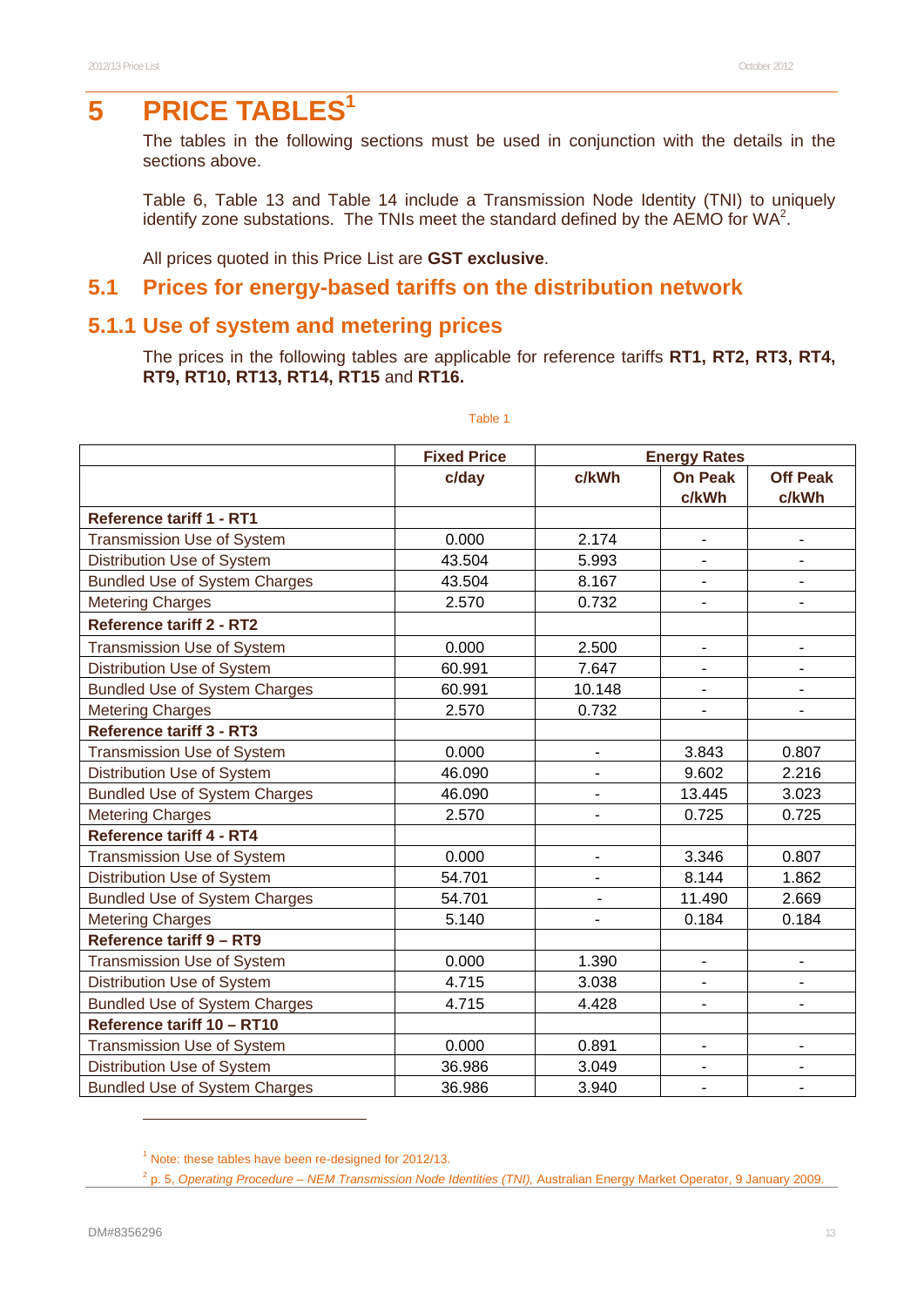# 5 PRICE TABLES[1]

The tables in the following sections must be used in conjunction with the details in the sections above.

Table 6, Table 13 and Table 14 include a Transmission Node Identity (TNI) to uniquely identify zone substations. The TNIs meet the standard defined by the AEMO for WA[2].

All prices quoted in this Price List are **GST exclusive**.

## 5.1 Prices for energy-based tariffs on the distribution network

### 5.1.1 Use of system and metering prices

The prices in the following tables are applicable for reference tariffs **RT1, RT2, RT3, RT4, RT9, RT10, RT13, RT14, RT15** and **RT16.**

Table 1

| | Fixed Price | Energy Rates | | |
|---|---|---|---|---|
| | c/day | c/kWh | On Peak c/kWh | Off Peak c/kWh |
| **Reference tariff 1 - RT1** | | | | |
| Transmission Use of System | 0.000 | 2.174 | - | - |
| Distribution Use of System | 43.504 | 5.993 | - | - |
| Bundled Use of System Charges | 43.504 | 8.167 | - | - |
| Metering Charges | 2.570 | 0.732 | - | - |
| **Reference tariff 2 - RT2** | | | | |
| Transmission Use of System | 0.000 | 2.500 | - | - |
| Distribution Use of System | 60.991 | 7.647 | - | - |
| Bundled Use of System Charges | 60.991 | 10.148 | - | - |
| Metering Charges | 2.570 | 0.732 | - | - |
| **Reference tariff 3 - RT3** | | | | |
| Transmission Use of System | 0.000 | - | 3.843 | 0.807 |
| Distribution Use of System | 46.090 | - | 9.602 | 2.216 |
| Bundled Use of System Charges | 46.090 | - | 13.445 | 3.023 |
| Metering Charges | 2.570 | - | 0.725 | 0.725 |
| **Reference tariff 4 - RT4** | | | | |
| Transmission Use of System | 0.000 | - | 3.346 | 0.807 |
| Distribution Use of System | 54.701 | - | 8.144 | 1.862 |
| Bundled Use of System Charges | 54.701 | - | 11.490 | 2.669 |
| Metering Charges | 5.140 | - | 0.184 | 0.184 |
| **Reference tariff 9 – RT9** | | | | |
| Transmission Use of System | 0.000 | 1.390 | - | - |
| Distribution Use of System | 4.715 | 3.038 | - | - |
| Bundled Use of System Charges | 4.715 | 4.428 | - | - |
| **Reference tariff 10 – RT10** | | | | |
| Transmission Use of System | 0.000 | 0.891 | - | - |
| Distribution Use of System | 36.986 | 3.049 | - | - |
| Bundled Use of System Charges | 36.986 | 3.940 | - | - |

[1] Note: these tables have been re-designed for 2012/13.

[2] p. 5, *Operating Procedure – NEM Transmission Node Identities (TNI),* Australian Energy Market Operator, 9 January 2009.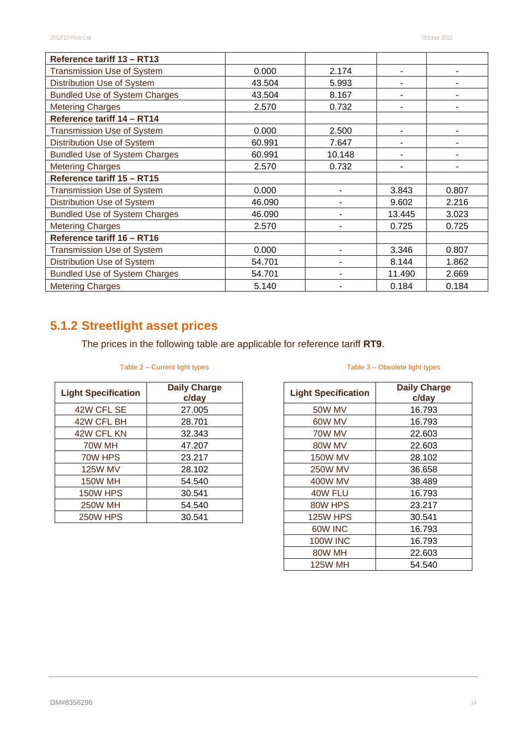| Reference tariff 13 – RT13 | | | | |
|---|---|---|---|---|
| Transmission Use of System | 0.000 | 2.174 | - | - |
| Distribution Use of System | 43.504 | 5.993 | - | - |
| Bundled Use of System Charges | 43.504 | 8.167 | - | - |
| Metering Charges | 2.570 | 0.732 | - | - |
| **Reference tariff 14 – RT14** | | | | |
| Transmission Use of System | 0.000 | 2.500 | - | - |
| Distribution Use of System | 60.991 | 7.647 | - | - |
| Bundled Use of System Charges | 60.991 | 10.148 | - | - |
| Metering Charges | 2.570 | 0.732 | - | - |
| **Reference tariff 15 – RT15** | | | | |
| Transmission Use of System | 0.000 | - | 3.843 | 0.807 |
| Distribution Use of System | 46.090 | - | 9.602 | 2.216 |
| Bundled Use of System Charges | 46.090 | - | 13.445 | 3.023 |
| Metering Charges | 2.570 | - | 0.725 | 0.725 |
| **Reference tariff 16 – RT16** | | | | |
| Transmission Use of System | 0.000 | - | 3.346 | 0.807 |
| Distribution Use of System | 54.701 | - | 8.144 | 1.862 |
| Bundled Use of System Charges | 54.701 | - | 11.490 | 2.669 |
| Metering Charges | 5.140 | - | 0.184 | 0.184 |

## 5.1.2 Streetlight asset prices

The prices in the following table are applicable for reference tariff **RT9**.

Table 2 – Current light types

| Light Specification | Daily Charge c/day |
|---|---|
| 42W CFL SE | 27.005 |
| 42W CFL BH | 28.701 |
| 42W CFL KN | 32.343 |
| 70W MH | 47.207 |
| 70W HPS | 23.217 |
| 125W MV | 28.102 |
| 150W MH | 54.540 |
| 150W HPS | 30.541 |
| 250W MH | 54.540 |
| 250W HPS | 30.541 |

Table 3 – Obsolete light types

| Light Specification | Daily Charge c/day |
|---|---|
| 50W MV | 16.793 |
| 60W MV | 16.793 |
| 70W MV | 22.603 |
| 80W MV | 22.603 |
| 150W MV | 28.102 |
| 250W MV | 36.658 |
| 400W MV | 38.489 |
| 40W FLU | 16.793 |
| 80W HPS | 23.217 |
| 125W HPS | 30.541 |
| 60W INC | 16.793 |
| 100W INC | 16.793 |
| 80W MH | 22.603 |
| 125W MH | 54.540 |

DM#8356296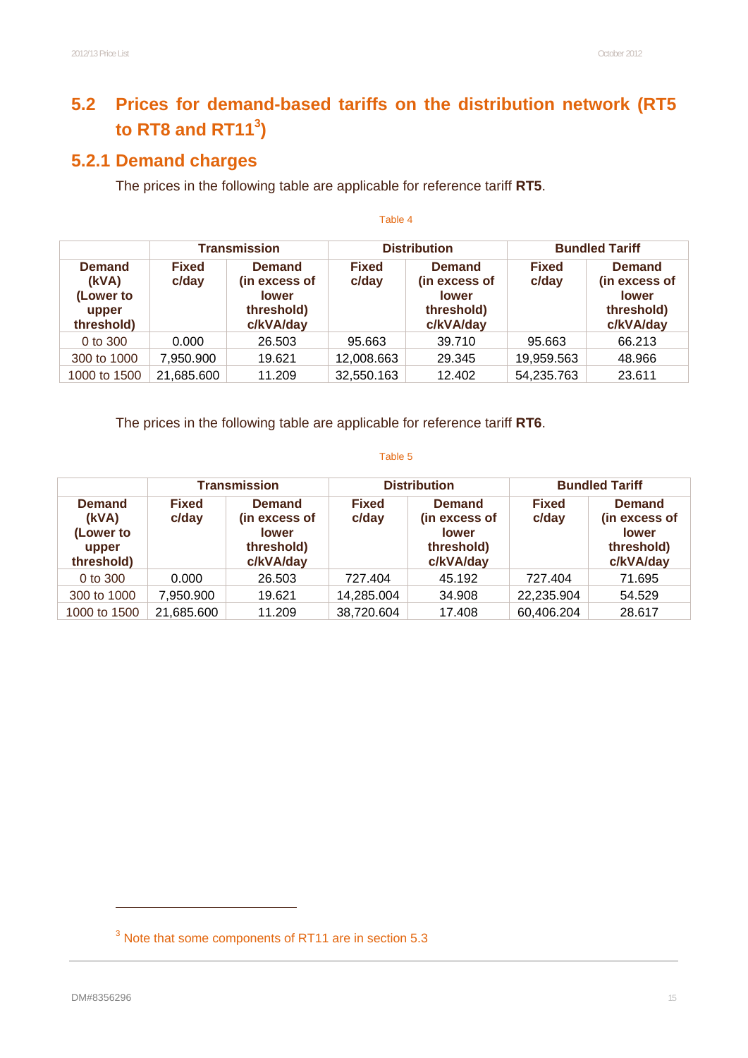## 5.2 Prices for demand-based tariffs on the distribution network (RT5 to RT8 and RT11[3])

### 5.2.1 Demand charges

The prices in the following table are applicable for reference tariff **RT5**.

Table 4

| | Transmission | | Distribution | | Bundled Tariff | |
|---|---|---|---|---|---|---|
| **Demand (kVA) (Lower to upper threshold)** | **Fixed c/day** | **Demand (in excess of lower threshold) c/kVA/day** | **Fixed c/day** | **Demand (in excess of lower threshold) c/kVA/day** | **Fixed c/day** | **Demand (in excess of lower threshold) c/kVA/day** |
| 0 to 300 | 0.000 | 26.503 | 95.663 | 39.710 | 95.663 | 66.213 |
| 300 to 1000 | 7,950.900 | 19.621 | 12,008.663 | 29.345 | 19,959.563 | 48.966 |
| 1000 to 1500 | 21,685.600 | 11.209 | 32,550.163 | 12.402 | 54,235.763 | 23.611 |

The prices in the following table are applicable for reference tariff **RT6**.

Table 5

| | Transmission | | Distribution | | Bundled Tariff | |
|---|---|---|---|---|---|---|
| **Demand (kVA) (Lower to upper threshold)** | **Fixed c/day** | **Demand (in excess of lower threshold) c/kVA/day** | **Fixed c/day** | **Demand (in excess of lower threshold) c/kVA/day** | **Fixed c/day** | **Demand (in excess of lower threshold) c/kVA/day** |
| 0 to 300 | 0.000 | 26.503 | 727.404 | 45.192 | 727.404 | 71.695 |
| 300 to 1000 | 7,950.900 | 19.621 | 14,285.004 | 34.908 | 22,235.904 | 54.529 |
| 1000 to 1500 | 21,685.600 | 11.209 | 38,720.604 | 17.408 | 60,406.204 | 28.617 |

[3] Note that some components of RT11 are in section 5.3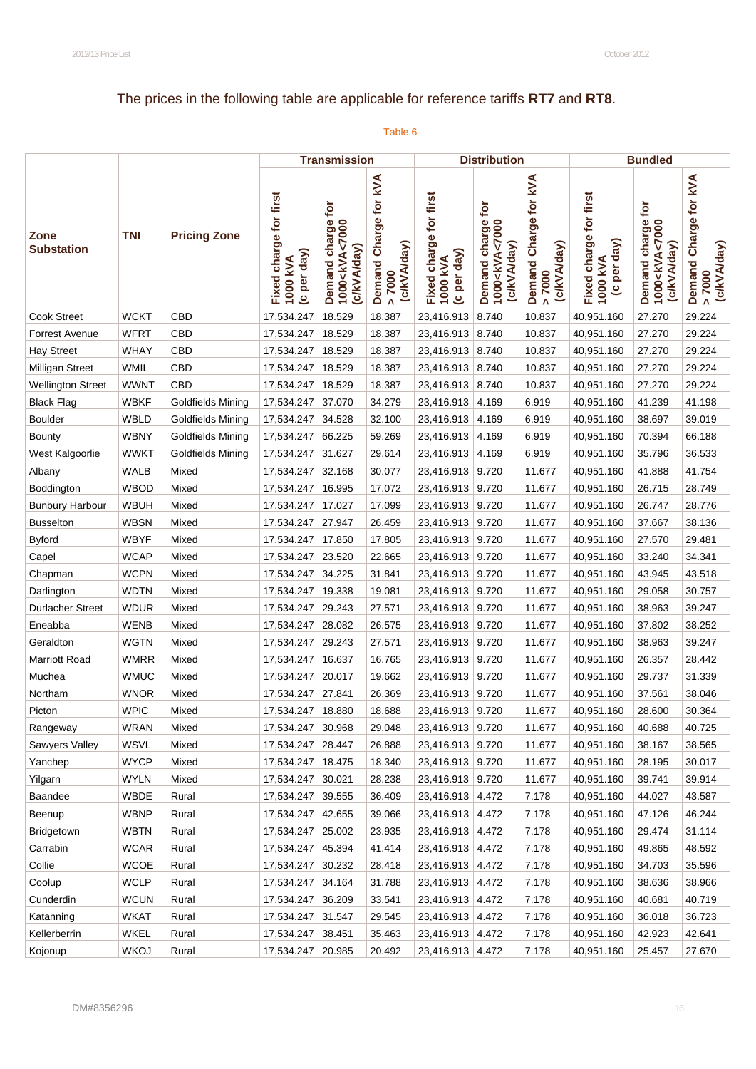The prices in the following table are applicable for reference tariffs **RT7** and **RT8**.

Table 6

| Zone Substation | TNI | Pricing Zone | Transmission | | | Distribution | | | Bundled | | |
|---|---|---|---|---|---|---|---|---|---|---|---|
| | | | Fixed charge for first 1000 kVA (c per day) | Demand charge for 1000<kVA<7000 (c/kVA/day) | Demand Charge for kVA > 7000 (c/kVA/day) | Fixed charge for first 1000 kVA (c per day) | Demand charge for 1000<kVA<7000 (c/kVA/day) | Demand Charge for kVA > 7000 (c/kVA/day) | Fixed charge for first 1000 kVA (c per day) | Demand charge for 1000<kVA<7000 (c/kVA/day) | Demand Charge for kVA > 7000 (c/kVA/day) |
| Cook Street | WCKT | CBD | 17,534.247 | 18.529 | 18.387 | 23,416.913 | 8.740 | 10.837 | 40,951.160 | 27.270 | 29.224 |
| Forrest Avenue | WFRT | CBD | 17,534.247 | 18.529 | 18.387 | 23,416.913 | 8.740 | 10.837 | 40,951.160 | 27.270 | 29.224 |
| Hay Street | WHAY | CBD | 17,534.247 | 18.529 | 18.387 | 23,416.913 | 8.740 | 10.837 | 40,951.160 | 27.270 | 29.224 |
| Milligan Street | WMIL | CBD | 17,534.247 | 18.529 | 18.387 | 23,416.913 | 8.740 | 10.837 | 40,951.160 | 27.270 | 29.224 |
| Wellington Street | WWNT | CBD | 17,534.247 | 18.529 | 18.387 | 23,416.913 | 8.740 | 10.837 | 40,951.160 | 27.270 | 29.224 |
| Black Flag | WBKF | Goldfields Mining | 17,534.247 | 37.070 | 34.279 | 23,416.913 | 4.169 | 6.919 | 40,951.160 | 41.239 | 41.198 |
| Boulder | WBLD | Goldfields Mining | 17,534.247 | 34.528 | 32.100 | 23,416.913 | 4.169 | 6.919 | 40,951.160 | 38.697 | 39.019 |
| Bounty | WBNY | Goldfields Mining | 17,534.247 | 66.225 | 59.269 | 23,416.913 | 4.169 | 6.919 | 40,951.160 | 70.394 | 66.188 |
| West Kalgoorlie | WWKT | Goldfields Mining | 17,534.247 | 31.627 | 29.614 | 23,416.913 | 4.169 | 6.919 | 40,951.160 | 35.796 | 36.533 |
| Albany | WALB | Mixed | 17,534.247 | 32.168 | 30.077 | 23,416.913 | 9.720 | 11.677 | 40,951.160 | 41.888 | 41.754 |
| Boddington | WBOD | Mixed | 17,534.247 | 16.995 | 17.072 | 23,416.913 | 9.720 | 11.677 | 40,951.160 | 26.715 | 28.749 |
| Bunbury Harbour | WBUH | Mixed | 17,534.247 | 17.027 | 17.099 | 23,416.913 | 9.720 | 11.677 | 40,951.160 | 26.747 | 28.776 |
| Busselton | WBSN | Mixed | 17,534.247 | 27.947 | 26.459 | 23,416.913 | 9.720 | 11.677 | 40,951.160 | 37.667 | 38.136 |
| Byford | WBYF | Mixed | 17,534.247 | 17.850 | 17.805 | 23,416.913 | 9.720 | 11.677 | 40,951.160 | 27.570 | 29.481 |
| Capel | WCAP | Mixed | 17,534.247 | 23.520 | 22.665 | 23,416.913 | 9.720 | 11.677 | 40,951.160 | 33.240 | 34.341 |
| Chapman | WCPN | Mixed | 17,534.247 | 34.225 | 31.841 | 23,416.913 | 9.720 | 11.677 | 40,951.160 | 43.945 | 43.518 |
| Darlington | WDTN | Mixed | 17,534.247 | 19.338 | 19.081 | 23,416.913 | 9.720 | 11.677 | 40,951.160 | 29.058 | 30.757 |
| Durlacher Street | WDUR | Mixed | 17,534.247 | 29.243 | 27.571 | 23,416.913 | 9.720 | 11.677 | 40,951.160 | 38.963 | 39.247 |
| Eneabba | WENB | Mixed | 17,534.247 | 28.082 | 26.575 | 23,416.913 | 9.720 | 11.677 | 40,951.160 | 37.802 | 38.252 |
| Geraldton | WGTN | Mixed | 17,534.247 | 29.243 | 27.571 | 23,416.913 | 9.720 | 11.677 | 40,951.160 | 38.963 | 39.247 |
| Marriott Road | WMRR | Mixed | 17,534.247 | 16.637 | 16.765 | 23,416.913 | 9.720 | 11.677 | 40,951.160 | 26.357 | 28.442 |
| Muchea | WMUC | Mixed | 17,534.247 | 20.017 | 19.662 | 23,416.913 | 9.720 | 11.677 | 40,951.160 | 29.737 | 31.339 |
| Northam | WNOR | Mixed | 17,534.247 | 27.841 | 26.369 | 23,416.913 | 9.720 | 11.677 | 40,951.160 | 37.561 | 38.046 |
| Picton | WPIC | Mixed | 17,534.247 | 18.880 | 18.688 | 23,416.913 | 9.720 | 11.677 | 40,951.160 | 28.600 | 30.364 |
| Rangeway | WRAN | Mixed | 17,534.247 | 30.968 | 29.048 | 23,416.913 | 9.720 | 11.677 | 40,951.160 | 40.688 | 40.725 |
| Sawyers Valley | WSVL | Mixed | 17,534.247 | 28.447 | 26.888 | 23,416.913 | 9.720 | 11.677 | 40,951.160 | 38.167 | 38.565 |
| Yanchep | WYCP | Mixed | 17,534.247 | 18.475 | 18.340 | 23,416.913 | 9.720 | 11.677 | 40,951.160 | 28.195 | 30.017 |
| Yilgarn | WYLN | Mixed | 17,534.247 | 30.021 | 28.238 | 23,416.913 | 9.720 | 11.677 | 40,951.160 | 39.741 | 39.914 |
| Baandee | WBDE | Rural | 17,534.247 | 39.555 | 36.409 | 23,416.913 | 4.472 | 7.178 | 40,951.160 | 44.027 | 43.587 |
| Beenup | WBNP | Rural | 17,534.247 | 42.655 | 39.066 | 23,416.913 | 4.472 | 7.178 | 40,951.160 | 47.126 | 46.244 |
| Bridgetown | WBTN | Rural | 17,534.247 | 25.002 | 23.935 | 23,416.913 | 4.472 | 7.178 | 40,951.160 | 29.474 | 31.114 |
| Carrabin | WCAR | Rural | 17,534.247 | 45.394 | 41.414 | 23,416.913 | 4.472 | 7.178 | 40,951.160 | 49.865 | 48.592 |
| Collie | WCOE | Rural | 17,534.247 | 30.232 | 28.418 | 23,416.913 | 4.472 | 7.178 | 40,951.160 | 34.703 | 35.596 |
| Coolup | WCLP | Rural | 17,534.247 | 34.164 | 31.788 | 23,416.913 | 4.472 | 7.178 | 40,951.160 | 38.636 | 38.966 |
| Cunderdin | WCUN | Rural | 17,534.247 | 36.209 | 33.541 | 23,416.913 | 4.472 | 7.178 | 40,951.160 | 40.681 | 40.719 |
| Katanning | WKAT | Rural | 17,534.247 | 31.547 | 29.545 | 23,416.913 | 4.472 | 7.178 | 40,951.160 | 36.018 | 36.723 |
| Kellerberrin | WKEL | Rural | 17,534.247 | 38.451 | 35.463 | 23,416.913 | 4.472 | 7.178 | 40,951.160 | 42.923 | 42.641 |
| Kojonup | WKOJ | Rural | 17,534.247 | 20.985 | 20.492 | 23,416.913 | 4.472 | 7.178 | 40,951.160 | 25.457 | 27.670 |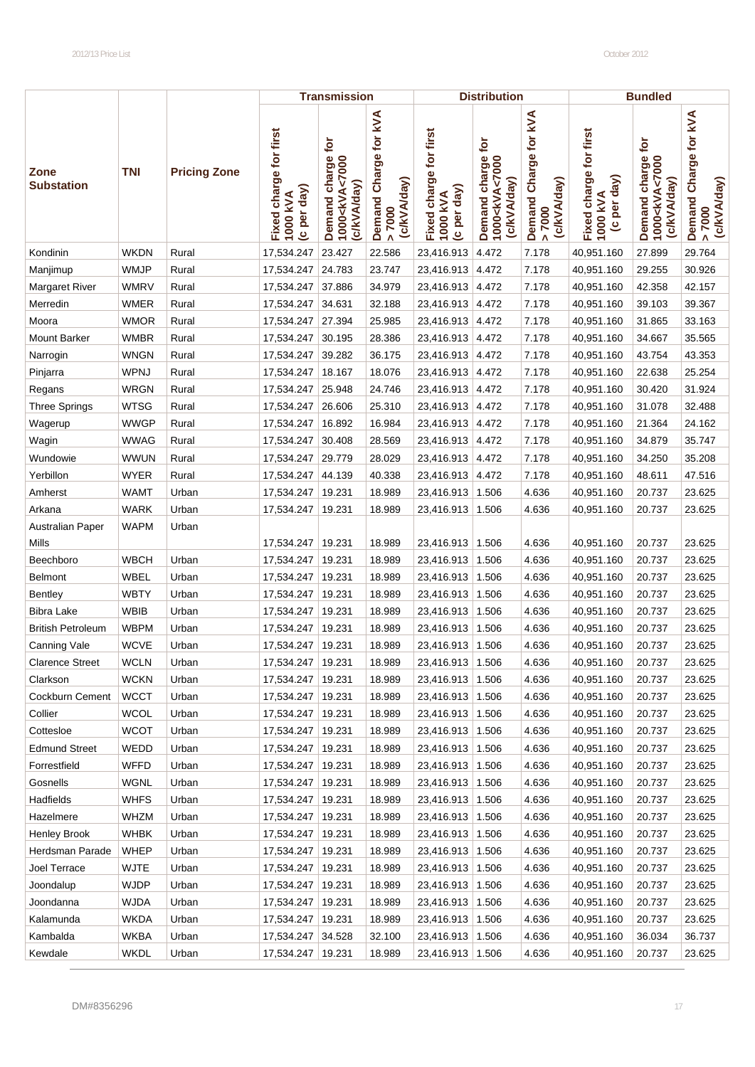| Zone Substation | TNI | Pricing Zone | Transmission | | | Distribution | | | Bundled | | |
|---|---|---|---|---|---|---|---|---|---|---|---|
| | | | Fixed charge for first 1000 kVA (c per day) | Demand charge for 1000<kVA<7000 (c/kVA/day) | Demand Charge for kVA > 7000 (c/kVA/day) | Fixed charge for first 1000 kVA (c per day) | Demand charge for 1000<kVA<7000 (c/kVA/day) | Demand Charge for kVA > 7000 (c/kVA/day) | Fixed charge for first 1000 kVA (c per day) | Demand charge for 1000<kVA<7000 (c/kVA/day) | Demand Charge for kVA > 7000 (c/kVA/day) |
| Kondinin | WKDN | Rural | 17,534.247 | 23.427 | 22.586 | 23,416.913 | 4.472 | 7.178 | 40,951.160 | 27.899 | 29.764 |
| Manjimup | WMJP | Rural | 17,534.247 | 24.783 | 23.747 | 23,416.913 | 4.472 | 7.178 | 40,951.160 | 29.255 | 30.926 |
| Margaret River | WMRV | Rural | 17,534.247 | 37.886 | 34.979 | 23,416.913 | 4.472 | 7.178 | 40,951.160 | 42.358 | 42.157 |
| Merredin | WMER | Rural | 17,534.247 | 34.631 | 32.188 | 23,416.913 | 4.472 | 7.178 | 40,951.160 | 39.103 | 39.367 |
| Moora | WMOR | Rural | 17,534.247 | 27.394 | 25.985 | 23,416.913 | 4.472 | 7.178 | 40,951.160 | 31.865 | 33.163 |
| Mount Barker | WMBR | Rural | 17,534.247 | 30.195 | 28.386 | 23,416.913 | 4.472 | 7.178 | 40,951.160 | 34.667 | 35.565 |
| Narrogin | WNGN | Rural | 17,534.247 | 39.282 | 36.175 | 23,416.913 | 4.472 | 7.178 | 40,951.160 | 43.754 | 43.353 |
| Pinjarra | WPNJ | Rural | 17,534.247 | 18.167 | 18.076 | 23,416.913 | 4.472 | 7.178 | 40,951.160 | 22.638 | 25.254 |
| Regans | WRGN | Rural | 17,534.247 | 25.948 | 24.746 | 23,416.913 | 4.472 | 7.178 | 40,951.160 | 30.420 | 31.924 |
| Three Springs | WTSG | Rural | 17,534.247 | 26.606 | 25.310 | 23,416.913 | 4.472 | 7.178 | 40,951.160 | 31.078 | 32.488 |
| Wagerup | WWGP | Rural | 17,534.247 | 16.892 | 16.984 | 23,416.913 | 4.472 | 7.178 | 40,951.160 | 21.364 | 24.162 |
| Wagin | WWAG | Rural | 17,534.247 | 30.408 | 28.569 | 23,416.913 | 4.472 | 7.178 | 40,951.160 | 34.879 | 35.747 |
| Wundowie | WWUN | Rural | 17,534.247 | 29.779 | 28.029 | 23,416.913 | 4.472 | 7.178 | 40,951.160 | 34.250 | 35.208 |
| Yerbillon | WYER | Rural | 17,534.247 | 44.139 | 40.338 | 23,416.913 | 4.472 | 7.178 | 40,951.160 | 48.611 | 47.516 |
| Amherst | WAMT | Urban | 17,534.247 | 19.231 | 18.989 | 23,416.913 | 1.506 | 4.636 | 40,951.160 | 20.737 | 23.625 |
| Arkana | WARK | Urban | 17,534.247 | 19.231 | 18.989 | 23,416.913 | 1.506 | 4.636 | 40,951.160 | 20.737 | 23.625 |
| Australian Paper Mills | WAPM | Urban | 17,534.247 | 19.231 | 18.989 | 23,416.913 | 1.506 | 4.636 | 40,951.160 | 20.737 | 23.625 |
| Beechboro | WBCH | Urban | 17,534.247 | 19.231 | 18.989 | 23,416.913 | 1.506 | 4.636 | 40,951.160 | 20.737 | 23.625 |
| Belmont | WBEL | Urban | 17,534.247 | 19.231 | 18.989 | 23,416.913 | 1.506 | 4.636 | 40,951.160 | 20.737 | 23.625 |
| Bentley | WBTY | Urban | 17,534.247 | 19.231 | 18.989 | 23,416.913 | 1.506 | 4.636 | 40,951.160 | 20.737 | 23.625 |
| Bibra Lake | WBIB | Urban | 17,534.247 | 19.231 | 18.989 | 23,416.913 | 1.506 | 4.636 | 40,951.160 | 20.737 | 23.625 |
| British Petroleum | WBPM | Urban | 17,534.247 | 19.231 | 18.989 | 23,416.913 | 1.506 | 4.636 | 40,951.160 | 20.737 | 23.625 |
| Canning Vale | WCVE | Urban | 17,534.247 | 19.231 | 18.989 | 23,416.913 | 1.506 | 4.636 | 40,951.160 | 20.737 | 23.625 |
| Clarence Street | WCLN | Urban | 17,534.247 | 19.231 | 18.989 | 23,416.913 | 1.506 | 4.636 | 40,951.160 | 20.737 | 23.625 |
| Clarkson | WCKN | Urban | 17,534.247 | 19.231 | 18.989 | 23,416.913 | 1.506 | 4.636 | 40,951.160 | 20.737 | 23.625 |
| Cockburn Cement | WCCT | Urban | 17,534.247 | 19.231 | 18.989 | 23,416.913 | 1.506 | 4.636 | 40,951.160 | 20.737 | 23.625 |
| Collier | WCOL | Urban | 17,534.247 | 19.231 | 18.989 | 23,416.913 | 1.506 | 4.636 | 40,951.160 | 20.737 | 23.625 |
| Cottesloe | WCOT | Urban | 17,534.247 | 19.231 | 18.989 | 23,416.913 | 1.506 | 4.636 | 40,951.160 | 20.737 | 23.625 |
| Edmund Street | WEDD | Urban | 17,534.247 | 19.231 | 18.989 | 23,416.913 | 1.506 | 4.636 | 40,951.160 | 20.737 | 23.625 |
| Forrestfield | WFFD | Urban | 17,534.247 | 19.231 | 18.989 | 23,416.913 | 1.506 | 4.636 | 40,951.160 | 20.737 | 23.625 |
| Gosnells | WGNL | Urban | 17,534.247 | 19.231 | 18.989 | 23,416.913 | 1.506 | 4.636 | 40,951.160 | 20.737 | 23.625 |
| Hadfields | WHFS | Urban | 17,534.247 | 19.231 | 18.989 | 23,416.913 | 1.506 | 4.636 | 40,951.160 | 20.737 | 23.625 |
| Hazelmere | WHZM | Urban | 17,534.247 | 19.231 | 18.989 | 23,416.913 | 1.506 | 4.636 | 40,951.160 | 20.737 | 23.625 |
| Henley Brook | WHBK | Urban | 17,534.247 | 19.231 | 18.989 | 23,416.913 | 1.506 | 4.636 | 40,951.160 | 20.737 | 23.625 |
| Herdsman Parade | WHEP | Urban | 17,534.247 | 19.231 | 18.989 | 23,416.913 | 1.506 | 4.636 | 40,951.160 | 20.737 | 23.625 |
| Joel Terrace | WJTE | Urban | 17,534.247 | 19.231 | 18.989 | 23,416.913 | 1.506 | 4.636 | 40,951.160 | 20.737 | 23.625 |
| Joondalup | WJDP | Urban | 17,534.247 | 19.231 | 18.989 | 23,416.913 | 1.506 | 4.636 | 40,951.160 | 20.737 | 23.625 |
| Joondanna | WJDA | Urban | 17,534.247 | 19.231 | 18.989 | 23,416.913 | 1.506 | 4.636 | 40,951.160 | 20.737 | 23.625 |
| Kalamunda | WKDA | Urban | 17,534.247 | 19.231 | 18.989 | 23,416.913 | 1.506 | 4.636 | 40,951.160 | 20.737 | 23.625 |
| Kambalda | WKBA | Urban | 17,534.247 | 34.528 | 32.100 | 23,416.913 | 1.506 | 4.636 | 40,951.160 | 36.034 | 36.737 |
| Kewdale | WKDL | Urban | 17,534.247 | 19.231 | 18.989 | 23,416.913 | 1.506 | 4.636 | 40,951.160 | 20.737 | 23.625 |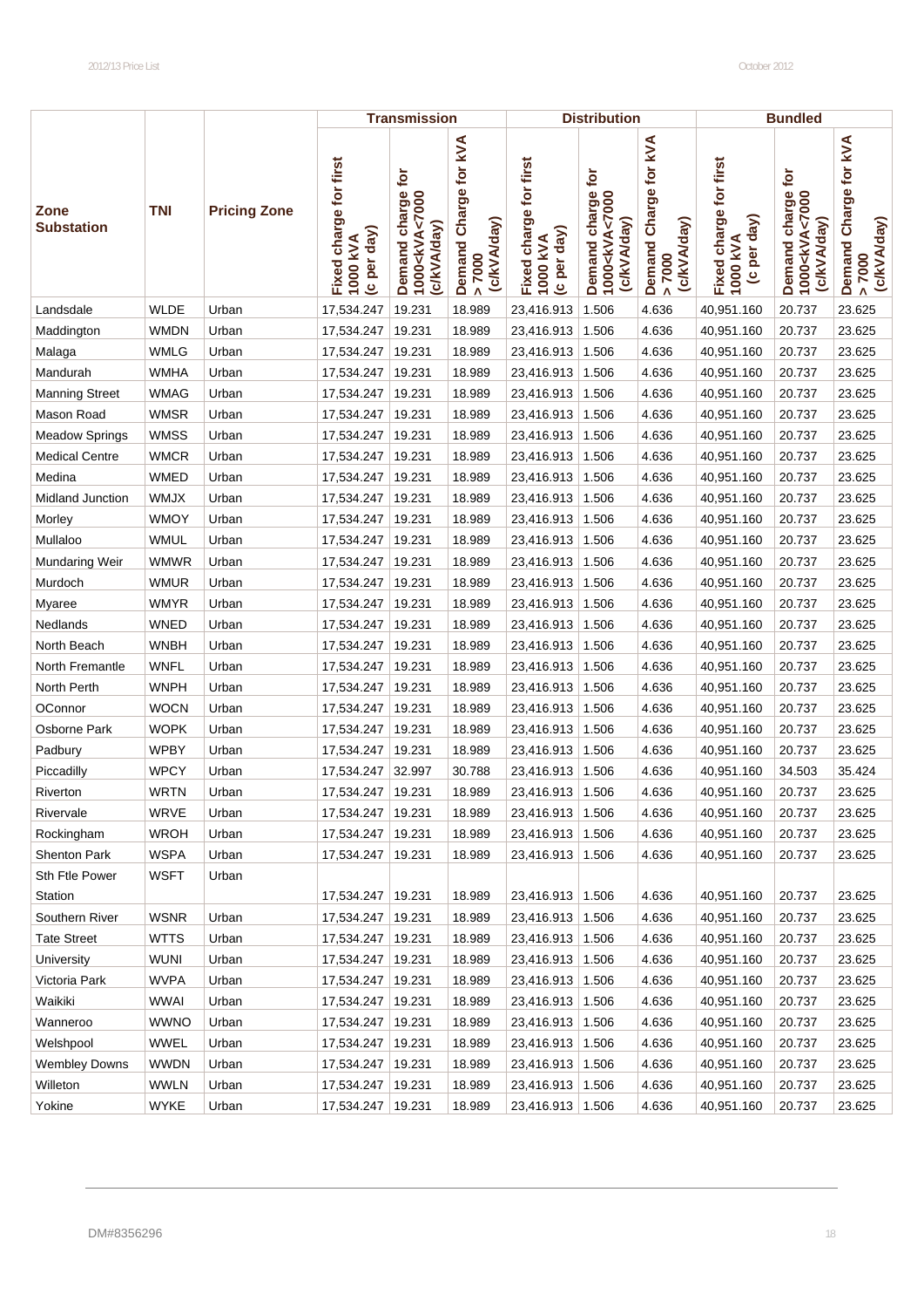| Zone Substation | TNI | Pricing Zone | Transmission | | | Distribution | | | Bundled | | |
|---|---|---|---|---|---|---|---|---|---|---|---|
| | | | Fixed charge for first 1000 kVA (c per day) | Demand charge for 1000<kVA<7000 (c/kVA/day) | Demand Charge for kVA > 7000 (c/kVA/day) | Fixed charge for first 1000 kVA (c per day) | Demand charge for 1000<kVA<7000 (c/kVA/day) | Demand Charge for kVA > 7000 (c/kVA/day) | Fixed charge for first 1000 kVA (c per day) | Demand charge for 1000<kVA<7000 (c/kVA/day) | Demand Charge for kVA > 7000 (c/kVA/day) |
| Landsdale | WLDE | Urban | 17,534.247 | 19.231 | 18.989 | 23,416.913 | 1.506 | 4.636 | 40,951.160 | 20.737 | 23.625 |
| Maddington | WMDN | Urban | 17,534.247 | 19.231 | 18.989 | 23,416.913 | 1.506 | 4.636 | 40,951.160 | 20.737 | 23.625 |
| Malaga | WMLG | Urban | 17,534.247 | 19.231 | 18.989 | 23,416.913 | 1.506 | 4.636 | 40,951.160 | 20.737 | 23.625 |
| Mandurah | WMHA | Urban | 17,534.247 | 19.231 | 18.989 | 23,416.913 | 1.506 | 4.636 | 40,951.160 | 20.737 | 23.625 |
| Manning Street | WMAG | Urban | 17,534.247 | 19.231 | 18.989 | 23,416.913 | 1.506 | 4.636 | 40,951.160 | 20.737 | 23.625 |
| Mason Road | WMSR | Urban | 17,534.247 | 19.231 | 18.989 | 23,416.913 | 1.506 | 4.636 | 40,951.160 | 20.737 | 23.625 |
| Meadow Springs | WMSS | Urban | 17,534.247 | 19.231 | 18.989 | 23,416.913 | 1.506 | 4.636 | 40,951.160 | 20.737 | 23.625 |
| Medical Centre | WMCR | Urban | 17,534.247 | 19.231 | 18.989 | 23,416.913 | 1.506 | 4.636 | 40,951.160 | 20.737 | 23.625 |
| Medina | WMED | Urban | 17,534.247 | 19.231 | 18.989 | 23,416.913 | 1.506 | 4.636 | 40,951.160 | 20.737 | 23.625 |
| Midland Junction | WMJX | Urban | 17,534.247 | 19.231 | 18.989 | 23,416.913 | 1.506 | 4.636 | 40,951.160 | 20.737 | 23.625 |
| Morley | WMOY | Urban | 17,534.247 | 19.231 | 18.989 | 23,416.913 | 1.506 | 4.636 | 40,951.160 | 20.737 | 23.625 |
| Mullaloo | WMUL | Urban | 17,534.247 | 19.231 | 18.989 | 23,416.913 | 1.506 | 4.636 | 40,951.160 | 20.737 | 23.625 |
| Mundaring Weir | WMWR | Urban | 17,534.247 | 19.231 | 18.989 | 23,416.913 | 1.506 | 4.636 | 40,951.160 | 20.737 | 23.625 |
| Murdoch | WMUR | Urban | 17,534.247 | 19.231 | 18.989 | 23,416.913 | 1.506 | 4.636 | 40,951.160 | 20.737 | 23.625 |
| Myaree | WMYR | Urban | 17,534.247 | 19.231 | 18.989 | 23,416.913 | 1.506 | 4.636 | 40,951.160 | 20.737 | 23.625 |
| Nedlands | WNED | Urban | 17,534.247 | 19.231 | 18.989 | 23,416.913 | 1.506 | 4.636 | 40,951.160 | 20.737 | 23.625 |
| North Beach | WNBH | Urban | 17,534.247 | 19.231 | 18.989 | 23,416.913 | 1.506 | 4.636 | 40,951.160 | 20.737 | 23.625 |
| North Fremantle | WNFL | Urban | 17,534.247 | 19.231 | 18.989 | 23,416.913 | 1.506 | 4.636 | 40,951.160 | 20.737 | 23.625 |
| North Perth | WNPH | Urban | 17,534.247 | 19.231 | 18.989 | 23,416.913 | 1.506 | 4.636 | 40,951.160 | 20.737 | 23.625 |
| OConnor | WOCN | Urban | 17,534.247 | 19.231 | 18.989 | 23,416.913 | 1.506 | 4.636 | 40,951.160 | 20.737 | 23.625 |
| Osborne Park | WOPK | Urban | 17,534.247 | 19.231 | 18.989 | 23,416.913 | 1.506 | 4.636 | 40,951.160 | 20.737 | 23.625 |
| Padbury | WPBY | Urban | 17,534.247 | 19.231 | 18.989 | 23,416.913 | 1.506 | 4.636 | 40,951.160 | 20.737 | 23.625 |
| Piccadilly | WPCY | Urban | 17,534.247 | 32.997 | 30.788 | 23,416.913 | 1.506 | 4.636 | 40,951.160 | 34.503 | 35.424 |
| Riverton | WRTN | Urban | 17,534.247 | 19.231 | 18.989 | 23,416.913 | 1.506 | 4.636 | 40,951.160 | 20.737 | 23.625 |
| Rivervale | WRVE | Urban | 17,534.247 | 19.231 | 18.989 | 23,416.913 | 1.506 | 4.636 | 40,951.160 | 20.737 | 23.625 |
| Rockingham | WROH | Urban | 17,534.247 | 19.231 | 18.989 | 23,416.913 | 1.506 | 4.636 | 40,951.160 | 20.737 | 23.625 |
| Shenton Park | WSPA | Urban | 17,534.247 | 19.231 | 18.989 | 23,416.913 | 1.506 | 4.636 | 40,951.160 | 20.737 | 23.625 |
| Sth Ftle Power Station | WSFT | Urban | 17,534.247 | 19.231 | 18.989 | 23,416.913 | 1.506 | 4.636 | 40,951.160 | 20.737 | 23.625 |
| Southern River | WSNR | Urban | 17,534.247 | 19.231 | 18.989 | 23,416.913 | 1.506 | 4.636 | 40,951.160 | 20.737 | 23.625 |
| Tate Street | WTTS | Urban | 17,534.247 | 19.231 | 18.989 | 23,416.913 | 1.506 | 4.636 | 40,951.160 | 20.737 | 23.625 |
| University | WUNI | Urban | 17,534.247 | 19.231 | 18.989 | 23,416.913 | 1.506 | 4.636 | 40,951.160 | 20.737 | 23.625 |
| Victoria Park | WVPA | Urban | 17,534.247 | 19.231 | 18.989 | 23,416.913 | 1.506 | 4.636 | 40,951.160 | 20.737 | 23.625 |
| Waikiki | WWAI | Urban | 17,534.247 | 19.231 | 18.989 | 23,416.913 | 1.506 | 4.636 | 40,951.160 | 20.737 | 23.625 |
| Wanneroo | WWNO | Urban | 17,534.247 | 19.231 | 18.989 | 23,416.913 | 1.506 | 4.636 | 40,951.160 | 20.737 | 23.625 |
| Welshpool | WWEL | Urban | 17,534.247 | 19.231 | 18.989 | 23,416.913 | 1.506 | 4.636 | 40,951.160 | 20.737 | 23.625 |
| Wembley Downs | WWDN | Urban | 17,534.247 | 19.231 | 18.989 | 23,416.913 | 1.506 | 4.636 | 40,951.160 | 20.737 | 23.625 |
| Willeton | WWLN | Urban | 17,534.247 | 19.231 | 18.989 | 23,416.913 | 1.506 | 4.636 | 40,951.160 | 20.737 | 23.625 |
| Yokine | WYKE | Urban | 17,534.247 | 19.231 | 18.989 | 23,416.913 | 1.506 | 4.636 | 40,951.160 | 20.737 | 23.625 |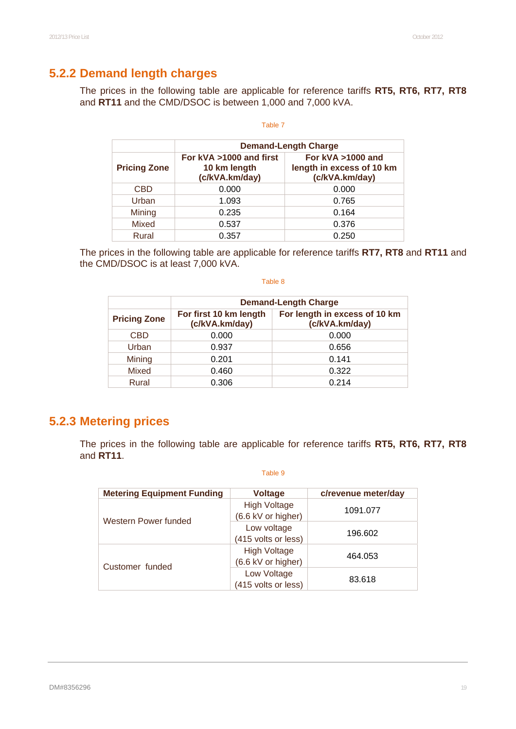## 5.2.2 Demand length charges

The prices in the following table are applicable for reference tariffs **RT5, RT6, RT7, RT8** and **RT11** and the CMD/DSOC is between 1,000 and 7,000 kVA.

Table 7

| Pricing Zone | Demand-Length Charge | |
|---|---|---|
| | **For kVA >1000 and first 10 km length (c/kVA.km/day)** | **For kVA >1000 and length in excess of 10 km (c/kVA.km/day)** |
| CBD | 0.000 | 0.000 |
| Urban | 1.093 | 0.765 |
| Mining | 0.235 | 0.164 |
| Mixed | 0.537 | 0.376 |
| Rural | 0.357 | 0.250 |

The prices in the following table are applicable for reference tariffs **RT7, RT8** and **RT11** and the CMD/DSOC is at least 7,000 kVA.

Table 8

| Pricing Zone | Demand-Length Charge | |
|---|---|---|
| | **For first 10 km length (c/kVA.km/day)** | **For length in excess of 10 km (c/kVA.km/day)** |
| CBD | 0.000 | 0.000 |
| Urban | 0.937 | 0.656 |
| Mining | 0.201 | 0.141 |
| Mixed | 0.460 | 0.322 |
| Rural | 0.306 | 0.214 |

## 5.2.3 Metering prices

The prices in the following table are applicable for reference tariffs **RT5, RT6, RT7, RT8** and **RT11**.

Table 9

| Metering Equipment Funding | Voltage | c/revenue meter/day |
|---|---|---|
| Western Power funded | High Voltage (6.6 kV or higher) | 1091.077 |
| | Low voltage (415 volts or less) | 196.602 |
| Customer funded | High Voltage (6.6 kV or higher) | 464.053 |
| | Low Voltage (415 volts or less) | 83.618 |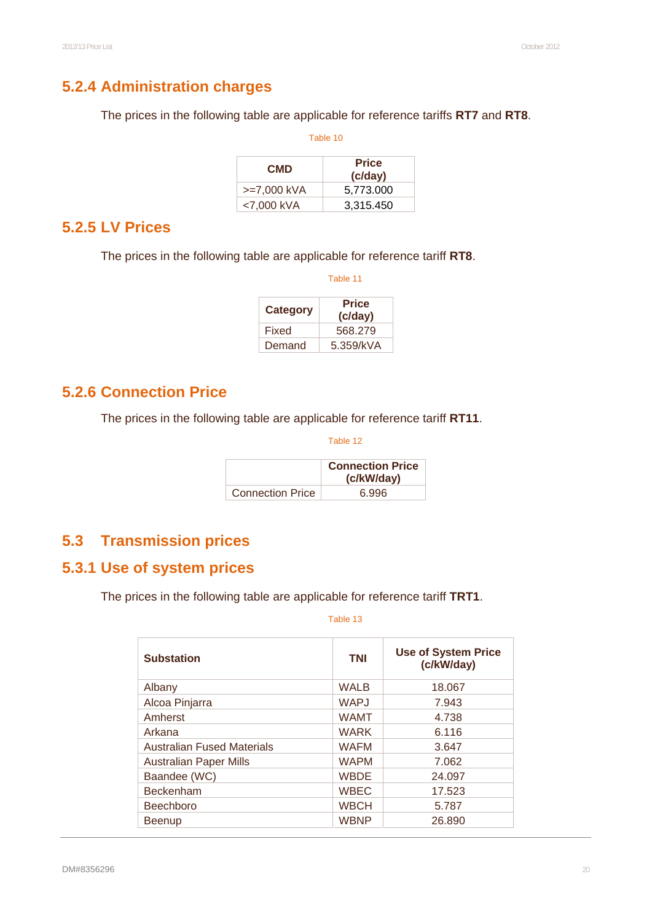### 5.2.4 Administration charges

The prices in the following table are applicable for reference tariffs **RT7** and **RT8**.

Table 10

| CMD | Price (c/day) |
|---|---|
| >=7,000 kVA | 5,773.000 |
| <7,000 kVA | 3,315.450 |

### 5.2.5 LV Prices

The prices in the following table are applicable for reference tariff **RT8**.

Table 11

| Category | Price (c/day) |
|---|---|
| Fixed | 568.279 |
| Demand | 5.359/kVA |

### 5.2.6 Connection Price

The prices in the following table are applicable for reference tariff **RT11**.

Table 12

| | Connection Price (c/kW/day) |
|---|---|
| Connection Price | 6.996 |

## 5.3 Transmission prices

### 5.3.1 Use of system prices

The prices in the following table are applicable for reference tariff **TRT1**.

Table 13

| Substation | TNI | Use of System Price (c/kW/day) |
|---|---|---|
| Albany | WALB | 18.067 |
| Alcoa Pinjarra | WAPJ | 7.943 |
| Amherst | WAMT | 4.738 |
| Arkana | WARK | 6.116 |
| Australian Fused Materials | WAFM | 3.647 |
| Australian Paper Mills | WAPM | 7.062 |
| Baandee (WC) | WBDE | 24.097 |
| Beckenham | WBEC | 17.523 |
| Beechboro | WBCH | 5.787 |
| Beenup | WBNP | 26.890 |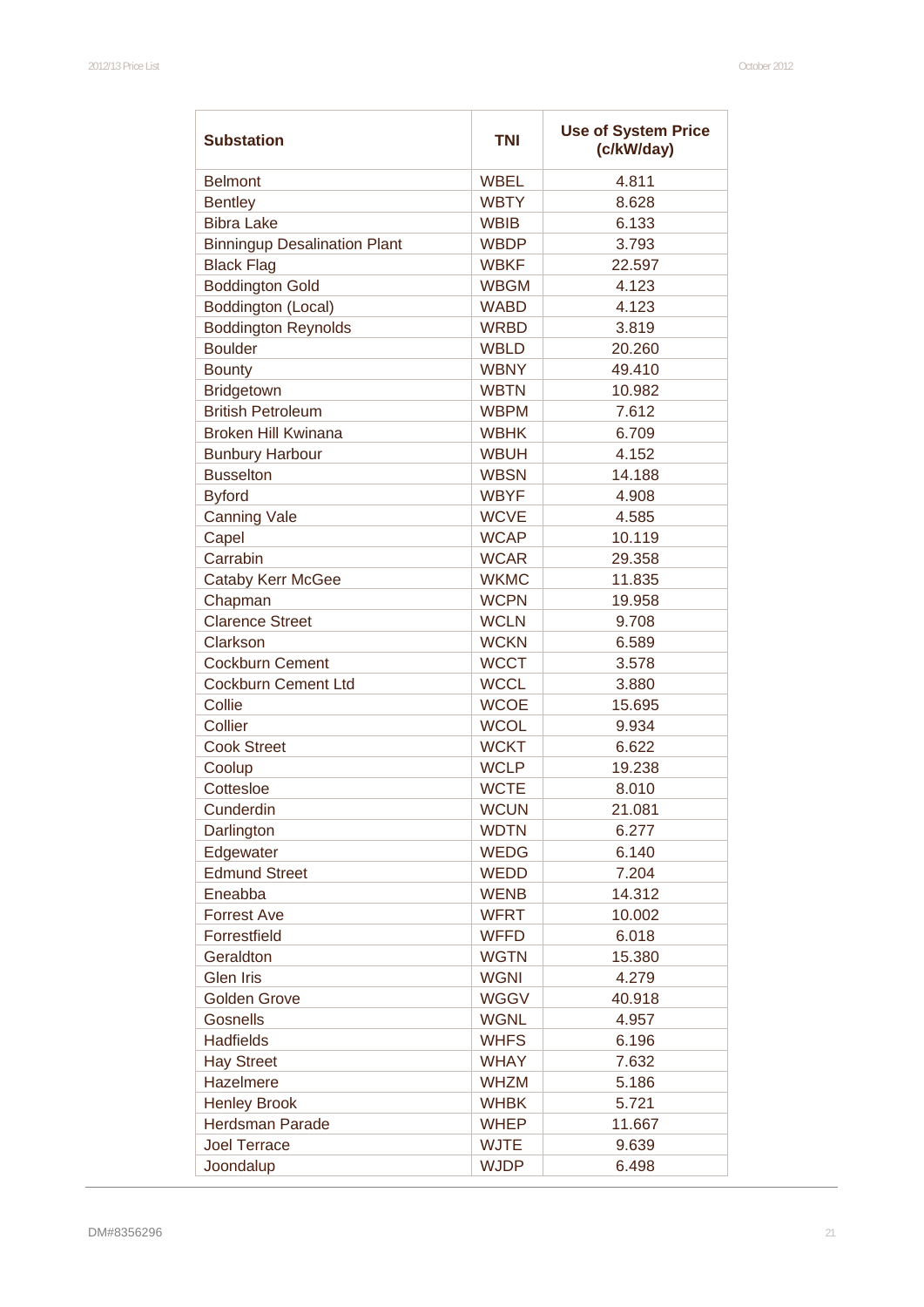| Substation | TNI | Use of System Price (c/kW/day) |
|---|---|---|
| Belmont | WBEL | 4.811 |
| Bentley | WBTY | 8.628 |
| Bibra Lake | WBIB | 6.133 |
| Binningup Desalination Plant | WBDP | 3.793 |
| Black Flag | WBKF | 22.597 |
| Boddington Gold | WBGM | 4.123 |
| Boddington (Local) | WABD | 4.123 |
| Boddington Reynolds | WRBD | 3.819 |
| Boulder | WBLD | 20.260 |
| Bounty | WBNY | 49.410 |
| Bridgetown | WBTN | 10.982 |
| British Petroleum | WBPM | 7.612 |
| Broken Hill Kwinana | WBHK | 6.709 |
| Bunbury Harbour | WBUH | 4.152 |
| Busselton | WBSN | 14.188 |
| Byford | WBYF | 4.908 |
| Canning Vale | WCVE | 4.585 |
| Capel | WCAP | 10.119 |
| Carrabin | WCAR | 29.358 |
| Cataby Kerr McGee | WKMC | 11.835 |
| Chapman | WCPN | 19.958 |
| Clarence Street | WCLN | 9.708 |
| Clarkson | WCKN | 6.589 |
| Cockburn Cement | WCCT | 3.578 |
| Cockburn Cement Ltd | WCCL | 3.880 |
| Collie | WCOE | 15.695 |
| Collier | WCOL | 9.934 |
| Cook Street | WCKT | 6.622 |
| Coolup | WCLP | 19.238 |
| Cottesloe | WCTE | 8.010 |
| Cunderdin | WCUN | 21.081 |
| Darlington | WDTN | 6.277 |
| Edgewater | WEDG | 6.140 |
| Edmund Street | WEDD | 7.204 |
| Eneabba | WENB | 14.312 |
| Forrest Ave | WFRT | 10.002 |
| Forrestfield | WFFD | 6.018 |
| Geraldton | WGTN | 15.380 |
| Glen Iris | WGNI | 4.279 |
| Golden Grove | WGGV | 40.918 |
| Gosnells | WGNL | 4.957 |
| Hadfields | WHFS | 6.196 |
| Hay Street | WHAY | 7.632 |
| Hazelmere | WHZM | 5.186 |
| Henley Brook | WHBK | 5.721 |
| Herdsman Parade | WHEP | 11.667 |
| Joel Terrace | WJTE | 9.639 |
| Joondalup | WJDP | 6.498 |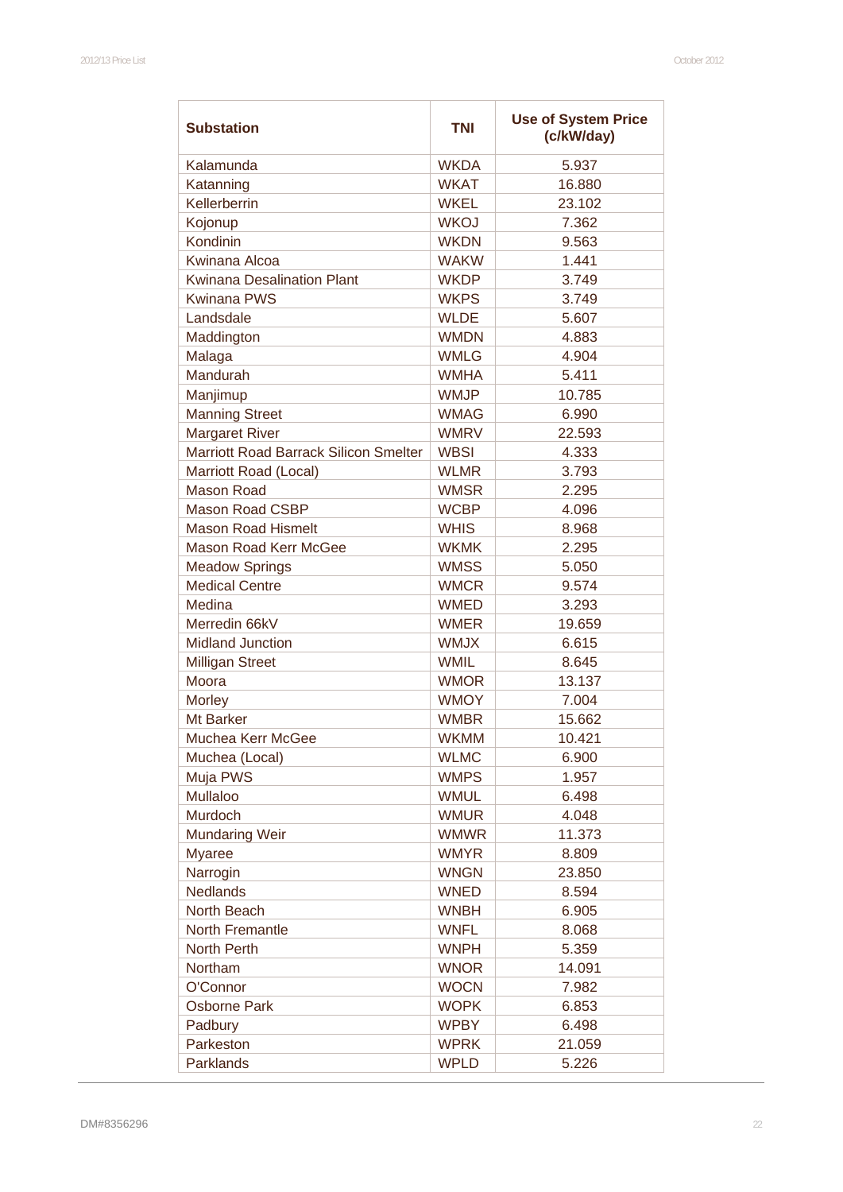| Substation | TNI | Use of System Price (c/kW/day) |
|---|---|---|
| Kalamunda | WKDA | 5.937 |
| Katanning | WKAT | 16.880 |
| Kellerberrin | WKEL | 23.102 |
| Kojonup | WKOJ | 7.362 |
| Kondinin | WKDN | 9.563 |
| Kwinana Alcoa | WAKW | 1.441 |
| Kwinana Desalination Plant | WKDP | 3.749 |
| Kwinana PWS | WKPS | 3.749 |
| Landsdale | WLDE | 5.607 |
| Maddington | WMDN | 4.883 |
| Malaga | WMLG | 4.904 |
| Mandurah | WMHA | 5.411 |
| Manjimup | WMJP | 10.785 |
| Manning Street | WMAG | 6.990 |
| Margaret River | WMRV | 22.593 |
| Marriott Road Barrack Silicon Smelter | WBSI | 4.333 |
| Marriott Road (Local) | WLMR | 3.793 |
| Mason Road | WMSR | 2.295 |
| Mason Road CSBP | WCBP | 4.096 |
| Mason Road Hismelt | WHIS | 8.968 |
| Mason Road Kerr McGee | WKMK | 2.295 |
| Meadow Springs | WMSS | 5.050 |
| Medical Centre | WMCR | 9.574 |
| Medina | WMED | 3.293 |
| Merredin 66kV | WMER | 19.659 |
| Midland Junction | WMJX | 6.615 |
| Milligan Street | WMIL | 8.645 |
| Moora | WMOR | 13.137 |
| Morley | WMOY | 7.004 |
| Mt Barker | WMBR | 15.662 |
| Muchea Kerr McGee | WKMM | 10.421 |
| Muchea (Local) | WLMC | 6.900 |
| Muja PWS | WMPS | 1.957 |
| Mullaloo | WMUL | 6.498 |
| Murdoch | WMUR | 4.048 |
| Mundaring Weir | WMWR | 11.373 |
| Myaree | WMYR | 8.809 |
| Narrogin | WNGN | 23.850 |
| Nedlands | WNED | 8.594 |
| North Beach | WNBH | 6.905 |
| North Fremantle | WNFL | 8.068 |
| North Perth | WNPH | 5.359 |
| Northam | WNOR | 14.091 |
| O'Connor | WOCN | 7.982 |
| Osborne Park | WOPK | 6.853 |
| Padbury | WPBY | 6.498 |
| Parkeston | WPRK | 21.059 |
| Parklands | WPLD | 5.226 |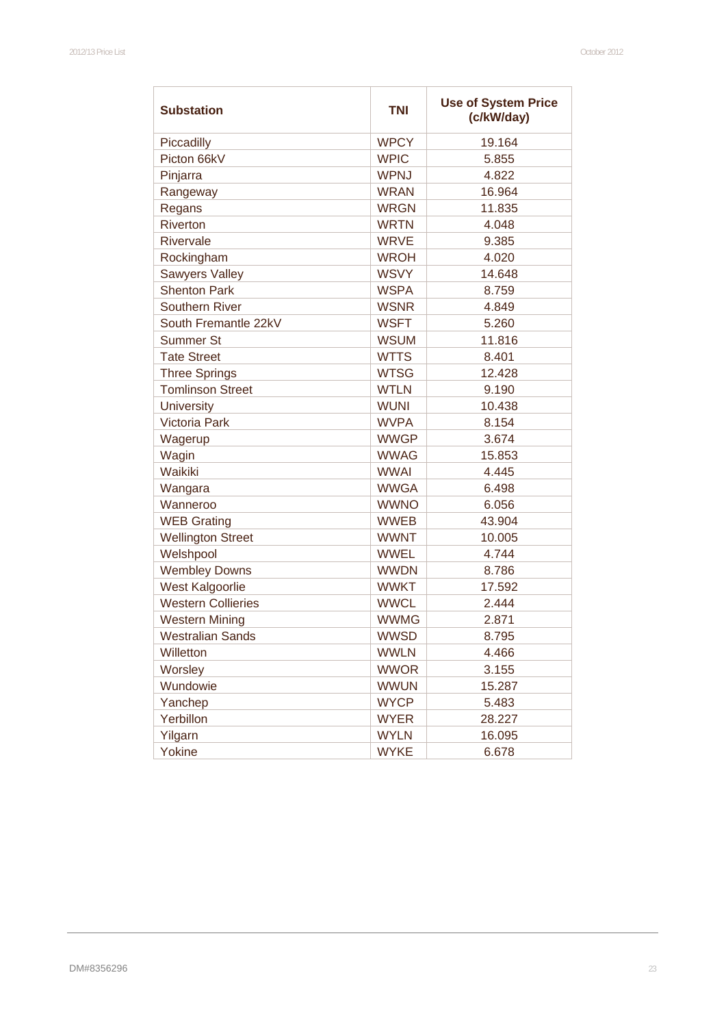| Substation | TNI | Use of System Price (c/kW/day) |
|---|---|---|
| Piccadilly | WPCY | 19.164 |
| Picton 66kV | WPIC | 5.855 |
| Pinjarra | WPNJ | 4.822 |
| Rangeway | WRAN | 16.964 |
| Regans | WRGN | 11.835 |
| Riverton | WRTN | 4.048 |
| Rivervale | WRVE | 9.385 |
| Rockingham | WROH | 4.020 |
| Sawyers Valley | WSVY | 14.648 |
| Shenton Park | WSPA | 8.759 |
| Southern River | WSNR | 4.849 |
| South Fremantle 22kV | WSFT | 5.260 |
| Summer St | WSUM | 11.816 |
| Tate Street | WTTS | 8.401 |
| Three Springs | WTSG | 12.428 |
| Tomlinson Street | WTLN | 9.190 |
| University | WUNI | 10.438 |
| Victoria Park | WVPA | 8.154 |
| Wagerup | WWGP | 3.674 |
| Wagin | WWAG | 15.853 |
| Waikiki | WWAI | 4.445 |
| Wangara | WWGA | 6.498 |
| Wanneroo | WWNO | 6.056 |
| WEB Grating | WWEB | 43.904 |
| Wellington Street | WWNT | 10.005 |
| Welshpool | WWEL | 4.744 |
| Wembley Downs | WWDN | 8.786 |
| West Kalgoorlie | WWKT | 17.592 |
| Western Collieries | WWCL | 2.444 |
| Western Mining | WWMG | 2.871 |
| Westralian Sands | WWSD | 8.795 |
| Willetton | WWLN | 4.466 |
| Worsley | WWOR | 3.155 |
| Wundowie | WWUN | 15.287 |
| Yanchep | WYCP | 5.483 |
| Yerbillon | WYER | 28.227 |
| Yilgarn | WYLN | 16.095 |
| Yokine | WYKE | 6.678 |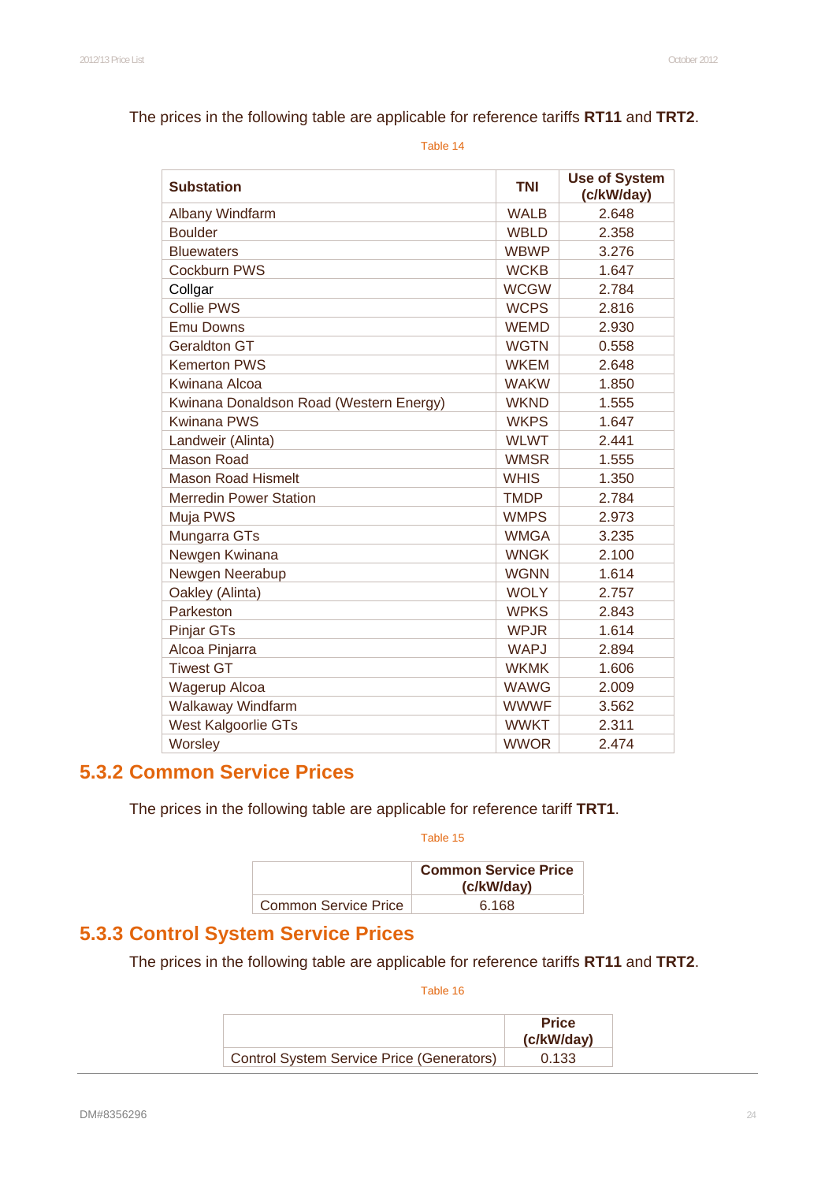The prices in the following table are applicable for reference tariffs **RT11** and **TRT2**.

Table 14

| Substation | TNI | Use of System (c/kW/day) |
|---|---|---|
| Albany Windfarm | WALB | 2.648 |
| Boulder | WBLD | 2.358 |
| Bluewaters | WBWP | 3.276 |
| Cockburn PWS | WCKB | 1.647 |
| Collgar | WCGW | 2.784 |
| Collie PWS | WCPS | 2.816 |
| Emu Downs | WEMD | 2.930 |
| Geraldton GT | WGTN | 0.558 |
| Kemerton PWS | WKEM | 2.648 |
| Kwinana Alcoa | WAKW | 1.850 |
| Kwinana Donaldson Road (Western Energy) | WKND | 1.555 |
| Kwinana PWS | WKPS | 1.647 |
| Landweir (Alinta) | WLWT | 2.441 |
| Mason Road | WMSR | 1.555 |
| Mason Road Hismelt | WHIS | 1.350 |
| Merredin Power Station | TMDP | 2.784 |
| Muja PWS | WMPS | 2.973 |
| Mungarra GTs | WMGA | 3.235 |
| Newgen Kwinana | WNGK | 2.100 |
| Newgen Neerabup | WGNN | 1.614 |
| Oakley (Alinta) | WOLY | 2.757 |
| Parkeston | WPKS | 2.843 |
| Pinjar GTs | WPJR | 1.614 |
| Alcoa Pinjarra | WAPJ | 2.894 |
| Tiwest GT | WKMK | 1.606 |
| Wagerup Alcoa | WAWG | 2.009 |
| Walkaway Windfarm | WWWF | 3.562 |
| West Kalgoorlie GTs | WWKT | 2.311 |
| Worsley | WWOR | 2.474 |

### 5.3.2 Common Service Prices

The prices in the following table are applicable for reference tariff **TRT1**.

Table 15

| | Common Service Price (c/kW/day) |
|---|---|
| Common Service Price | 6.168 |

### 5.3.3 Control System Service Prices

The prices in the following table are applicable for reference tariffs **RT11** and **TRT2**.

Table 16

| | Price (c/kW/day) |
|---|---|
| Control System Service Price (Generators) | 0.133 |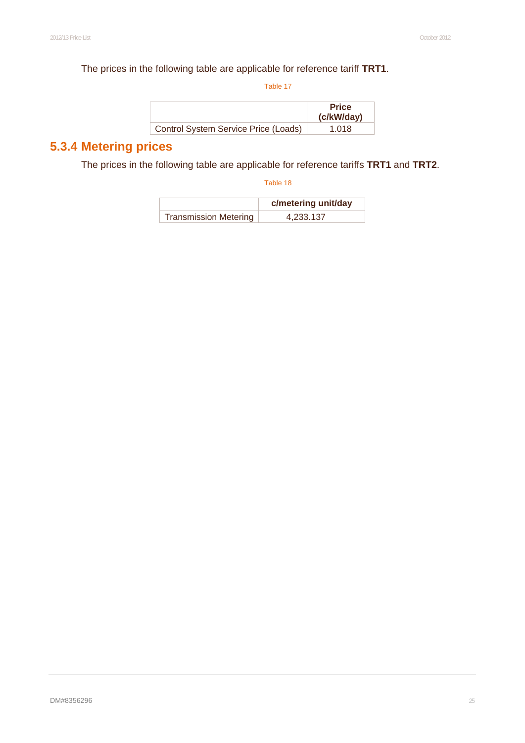The prices in the following table are applicable for reference tariff **TRT1**.

Table 17

| | Price (c/kW/day) |
|---|---|
| Control System Service Price (Loads) | 1.018 |

### 5.3.4 Metering prices

The prices in the following table are applicable for reference tariffs **TRT1** and **TRT2**.

Table 18

| | c/metering unit/day |
|---|---|
| Transmission Metering | 4,233.137 |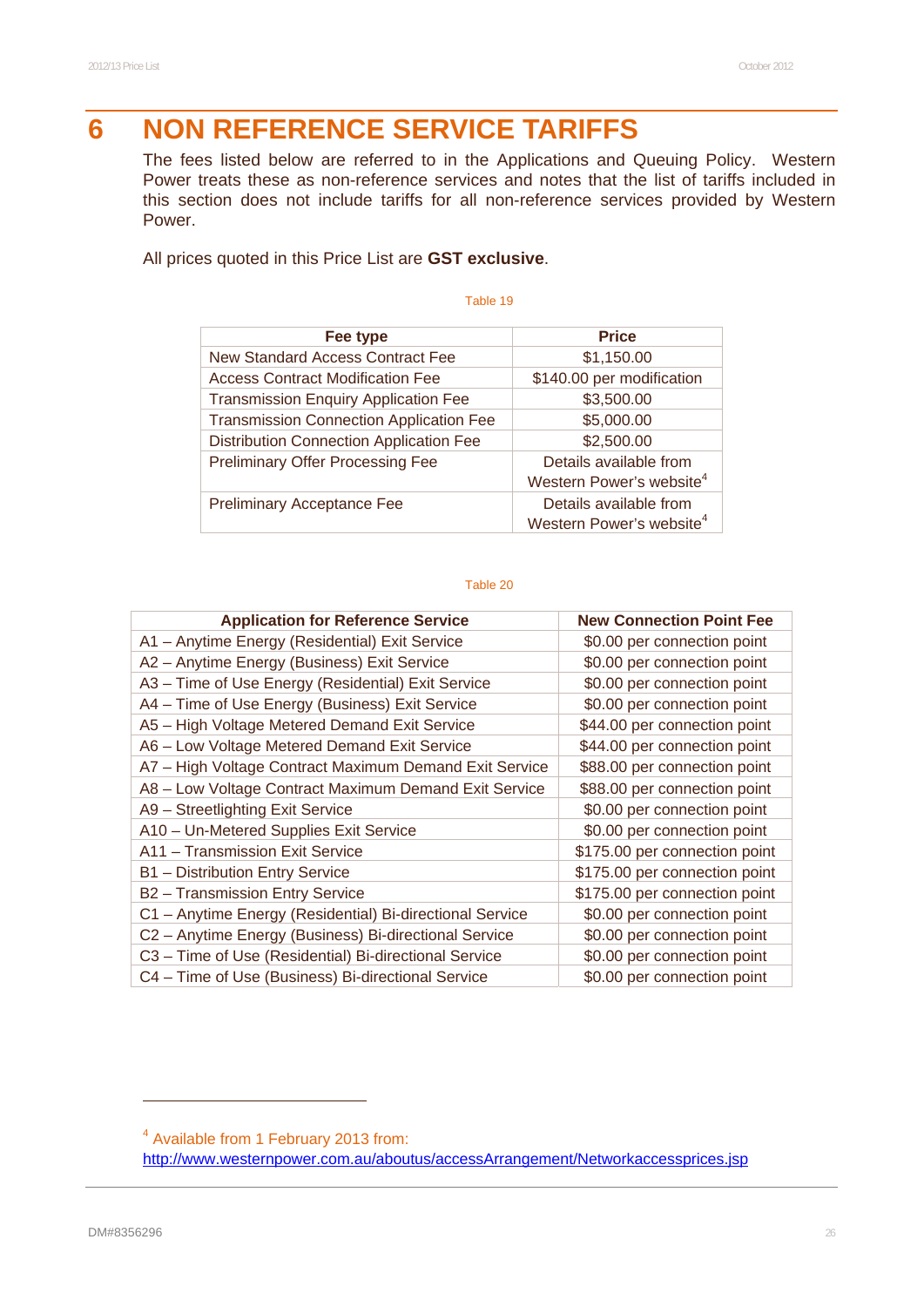# 6 NON REFERENCE SERVICE TARIFFS

The fees listed below are referred to in the Applications and Queuing Policy. Western Power treats these as non-reference services and notes that the list of tariffs included in this section does not include tariffs for all non-reference services provided by Western Power.

All prices quoted in this Price List are **GST exclusive**.

Table 19

| Fee type | Price |
|---|---|
| New Standard Access Contract Fee | $1,150.00 |
| Access Contract Modification Fee | $140.00 per modification |
| Transmission Enquiry Application Fee | $3,500.00 |
| Transmission Connection Application Fee | $5,000.00 |
| Distribution Connection Application Fee | $2,500.00 |
| Preliminary Offer Processing Fee | Details available from Western Power's website[4] |
| Preliminary Acceptance Fee | Details available from Western Power's website[4] |

Table 20

| Application for Reference Service | New Connection Point Fee |
|---|---|
| A1 – Anytime Energy (Residential) Exit Service | $0.00 per connection point |
| A2 – Anytime Energy (Business) Exit Service | $0.00 per connection point |
| A3 – Time of Use Energy (Residential) Exit Service | $0.00 per connection point |
| A4 – Time of Use Energy (Business) Exit Service | $0.00 per connection point |
| A5 – High Voltage Metered Demand Exit Service | $44.00 per connection point |
| A6 – Low Voltage Metered Demand Exit Service | $44.00 per connection point |
| A7 – High Voltage Contract Maximum Demand Exit Service | $88.00 per connection point |
| A8 – Low Voltage Contract Maximum Demand Exit Service | $88.00 per connection point |
| A9 – Streetlighting Exit Service | $0.00 per connection point |
| A10 – Un-Metered Supplies Exit Service | $0.00 per connection point |
| A11 – Transmission Exit Service | $175.00 per connection point |
| B1 – Distribution Entry Service | $175.00 per connection point |
| B2 – Transmission Entry Service | $175.00 per connection point |
| C1 – Anytime Energy (Residential) Bi-directional Service | $0.00 per connection point |
| C2 – Anytime Energy (Business) Bi-directional Service | $0.00 per connection point |
| C3 – Time of Use (Residential) Bi-directional Service | $0.00 per connection point |
| C4 – Time of Use (Business) Bi-directional Service | $0.00 per connection point |

[4] Available from 1 February 2013 from: http://www.westernpower.com.au/aboutus/accessArrangement/Networkaccessprices.jsp